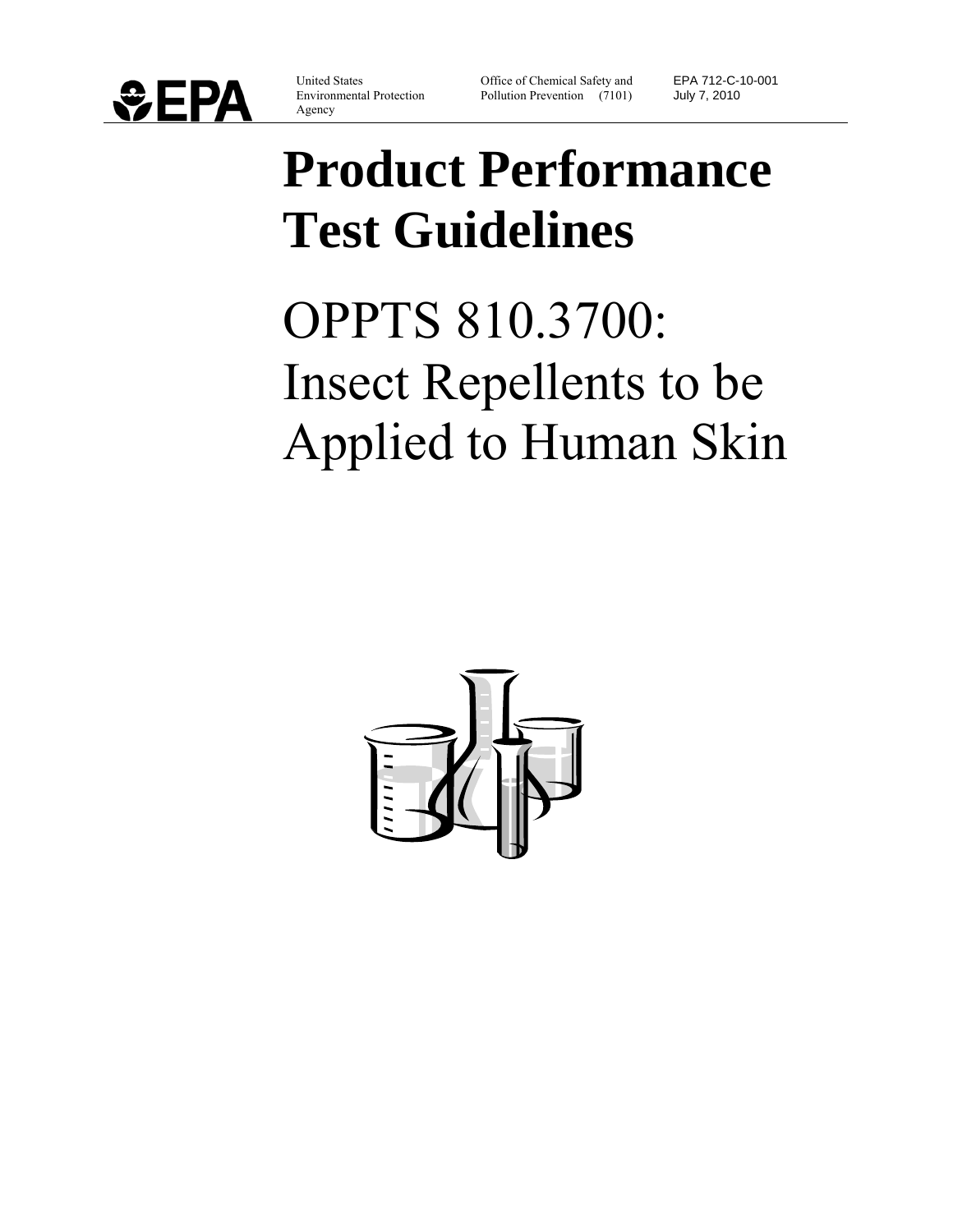EPA

United States Environmental Protection Agency

Office of Chemical Safety and Pollution Prevention (7101)

EPA 712-C-10-001
July 7, 2010

# Product Performance Test Guidelines

# OPPTS 810.3700: Insect Repellents to be Applied to Human Skin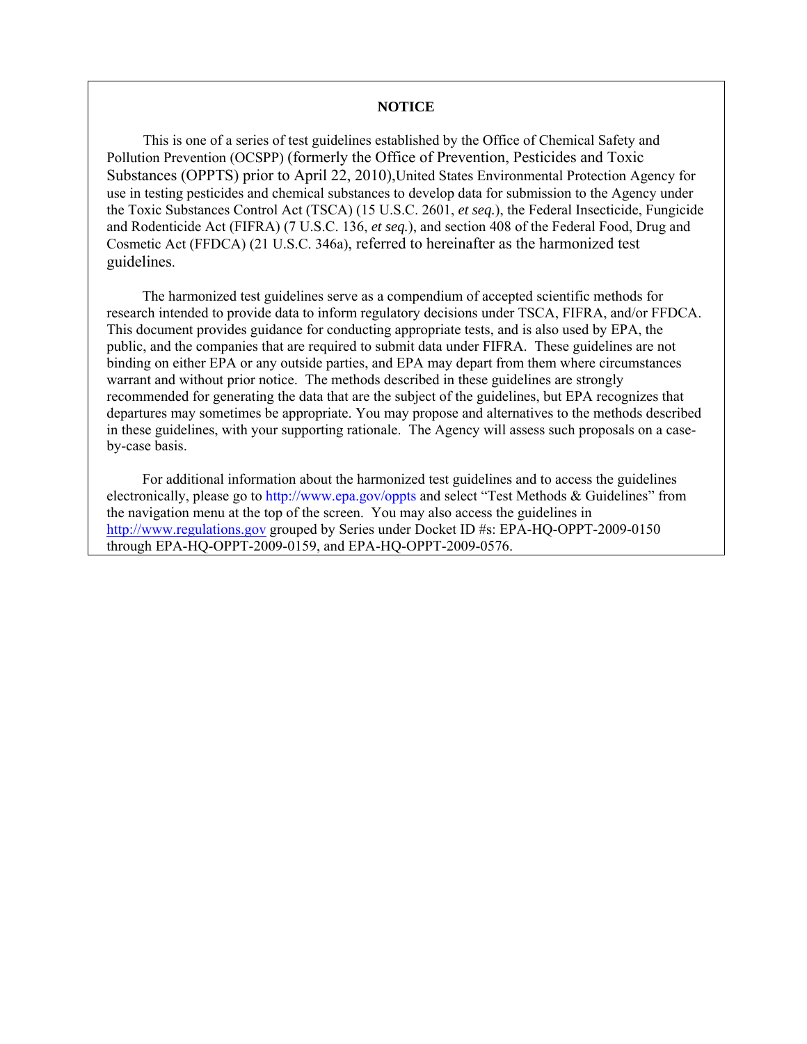## NOTICE

This is one of a series of test guidelines established by the Office of Chemical Safety and Pollution Prevention (OCSPP) (formerly the Office of Prevention, Pesticides and Toxic Substances (OPPTS) prior to April 22, 2010),United States Environmental Protection Agency for use in testing pesticides and chemical substances to develop data for submission to the Agency under the Toxic Substances Control Act (TSCA) (15 U.S.C. 2601, *et seq.*), the Federal Insecticide, Fungicide and Rodenticide Act (FIFRA) (7 U.S.C. 136, *et seq.*), and section 408 of the Federal Food, Drug and Cosmetic Act (FFDCA) (21 U.S.C. 346a), referred to hereinafter as the harmonized test guidelines.

The harmonized test guidelines serve as a compendium of accepted scientific methods for research intended to provide data to inform regulatory decisions under TSCA, FIFRA, and/or FFDCA. This document provides guidance for conducting appropriate tests, and is also used by EPA, the public, and the companies that are required to submit data under FIFRA. These guidelines are not binding on either EPA or any outside parties, and EPA may depart from them where circumstances warrant and without prior notice. The methods described in these guidelines are strongly recommended for generating the data that are the subject of the guidelines, but EPA recognizes that departures may sometimes be appropriate. You may propose and alternatives to the methods described in these guidelines, with your supporting rationale. The Agency will assess such proposals on a case-by-case basis.

For additional information about the harmonized test guidelines and to access the guidelines electronically, please go to http://www.epa.gov/oppts and select "Test Methods & Guidelines" from the navigation menu at the top of the screen. You may also access the guidelines in http://www.regulations.gov grouped by Series under Docket ID #s: EPA-HQ-OPPT-2009-0150 through EPA-HQ-OPPT-2009-0159, and EPA-HQ-OPPT-2009-0576.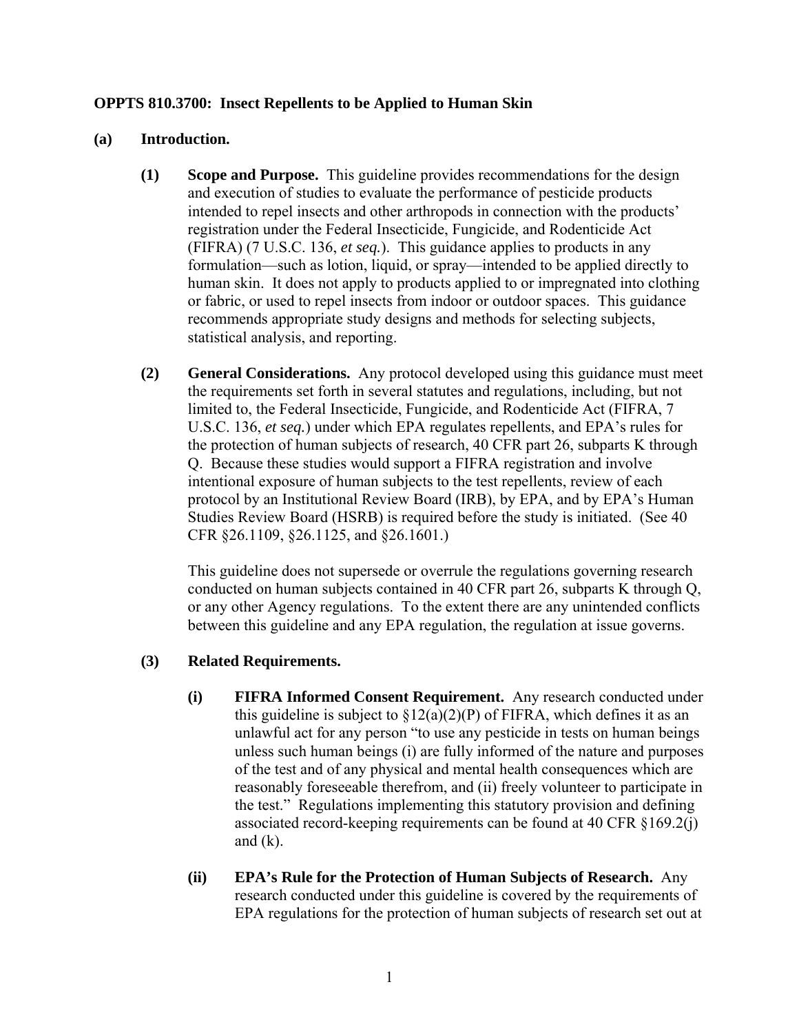**OPPTS 810.3700: Insect Repellents to be Applied to Human Skin**

**(a) Introduction.**

**(1) Scope and Purpose.** This guideline provides recommendations for the design and execution of studies to evaluate the performance of pesticide products intended to repel insects and other arthropods in connection with the products' registration under the Federal Insecticide, Fungicide, and Rodenticide Act (FIFRA) (7 U.S.C. 136, *et seq.*). This guidance applies to products in any formulation—such as lotion, liquid, or spray—intended to be applied directly to human skin. It does not apply to products applied to or impregnated into clothing or fabric, or used to repel insects from indoor or outdoor spaces. This guidance recommends appropriate study designs and methods for selecting subjects, statistical analysis, and reporting.

**(2) General Considerations.** Any protocol developed using this guidance must meet the requirements set forth in several statutes and regulations, including, but not limited to, the Federal Insecticide, Fungicide, and Rodenticide Act (FIFRA, 7 U.S.C. 136, *et seq.*) under which EPA regulates repellents, and EPA's rules for the protection of human subjects of research, 40 CFR part 26, subparts K through Q. Because these studies would support a FIFRA registration and involve intentional exposure of human subjects to the test repellents, review of each protocol by an Institutional Review Board (IRB), by EPA, and by EPA's Human Studies Review Board (HSRB) is required before the study is initiated. (See 40 CFR §26.1109, §26.1125, and §26.1601.)

This guideline does not supersede or overrule the regulations governing research conducted on human subjects contained in 40 CFR part 26, subparts K through Q, or any other Agency regulations. To the extent there are any unintended conflicts between this guideline and any EPA regulation, the regulation at issue governs.

**(3) Related Requirements.**

**(i) FIFRA Informed Consent Requirement.** Any research conducted under this guideline is subject to §12(a)(2)(P) of FIFRA, which defines it as an unlawful act for any person "to use any pesticide in tests on human beings unless such human beings (i) are fully informed of the nature and purposes of the test and of any physical and mental health consequences which are reasonably foreseeable therefrom, and (ii) freely volunteer to participate in the test." Regulations implementing this statutory provision and defining associated record-keeping requirements can be found at 40 CFR §169.2(j) and (k).

**(ii) EPA's Rule for the Protection of Human Subjects of Research.** Any research conducted under this guideline is covered by the requirements of EPA regulations for the protection of human subjects of research set out at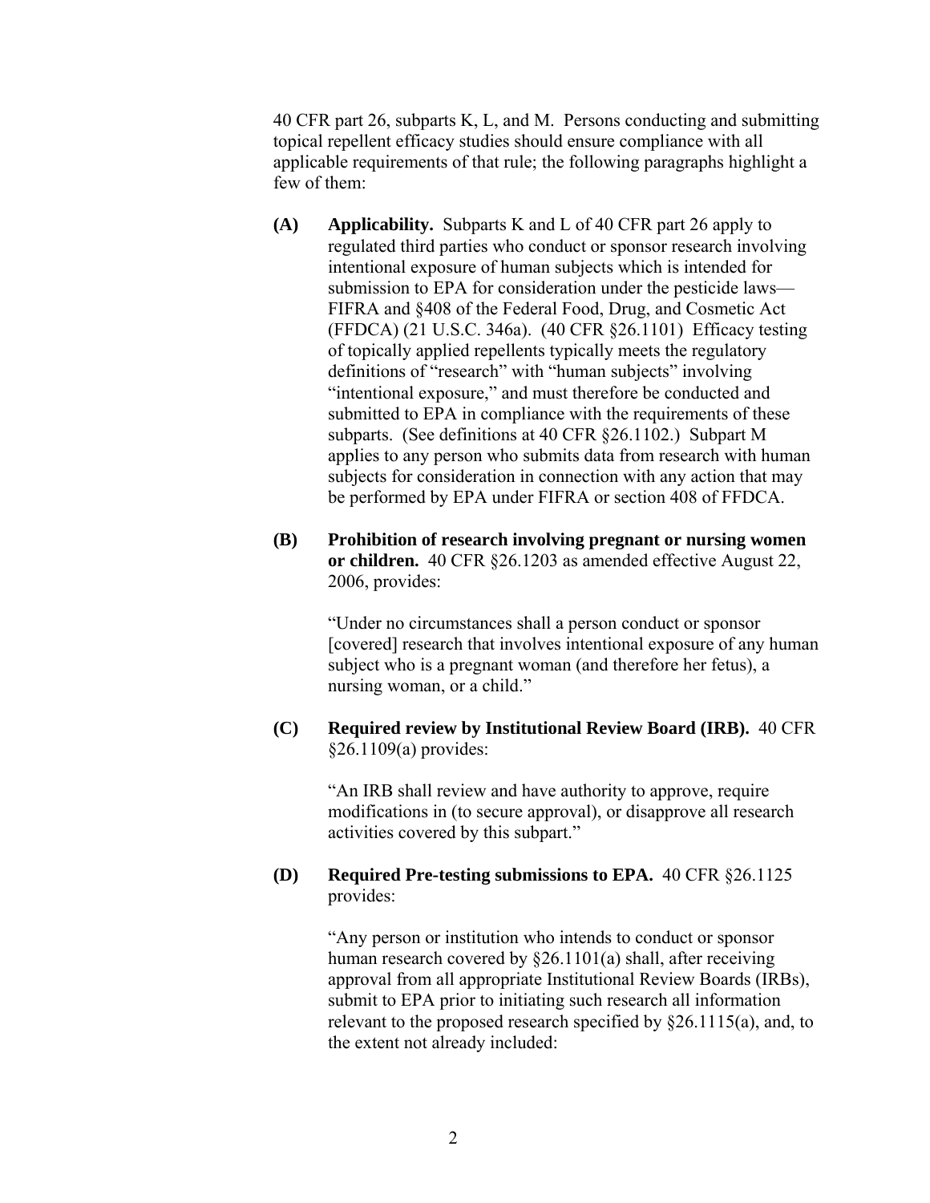40 CFR part 26, subparts K, L, and M. Persons conducting and submitting topical repellent efficacy studies should ensure compliance with all applicable requirements of that rule; the following paragraphs highlight a few of them:

**(A) Applicability.** Subparts K and L of 40 CFR part 26 apply to regulated third parties who conduct or sponsor research involving intentional exposure of human subjects which is intended for submission to EPA for consideration under the pesticide laws—FIFRA and §408 of the Federal Food, Drug, and Cosmetic Act (FFDCA) (21 U.S.C. 346a). (40 CFR §26.1101) Efficacy testing of topically applied repellents typically meets the regulatory definitions of "research" with "human subjects" involving "intentional exposure," and must therefore be conducted and submitted to EPA in compliance with the requirements of these subparts. (See definitions at 40 CFR §26.1102.) Subpart M applies to any person who submits data from research with human subjects for consideration in connection with any action that may be performed by EPA under FIFRA or section 408 of FFDCA.

**(B) Prohibition of research involving pregnant or nursing women or children.** 40 CFR §26.1203 as amended effective August 22, 2006, provides:

"Under no circumstances shall a person conduct or sponsor [covered] research that involves intentional exposure of any human subject who is a pregnant woman (and therefore her fetus), a nursing woman, or a child."

**(C) Required review by Institutional Review Board (IRB).** 40 CFR §26.1109(a) provides:

"An IRB shall review and have authority to approve, require modifications in (to secure approval), or disapprove all research activities covered by this subpart."

**(D) Required Pre-testing submissions to EPA.** 40 CFR §26.1125 provides:

"Any person or institution who intends to conduct or sponsor human research covered by §26.1101(a) shall, after receiving approval from all appropriate Institutional Review Boards (IRBs), submit to EPA prior to initiating such research all information relevant to the proposed research specified by §26.1115(a), and, to the extent not already included: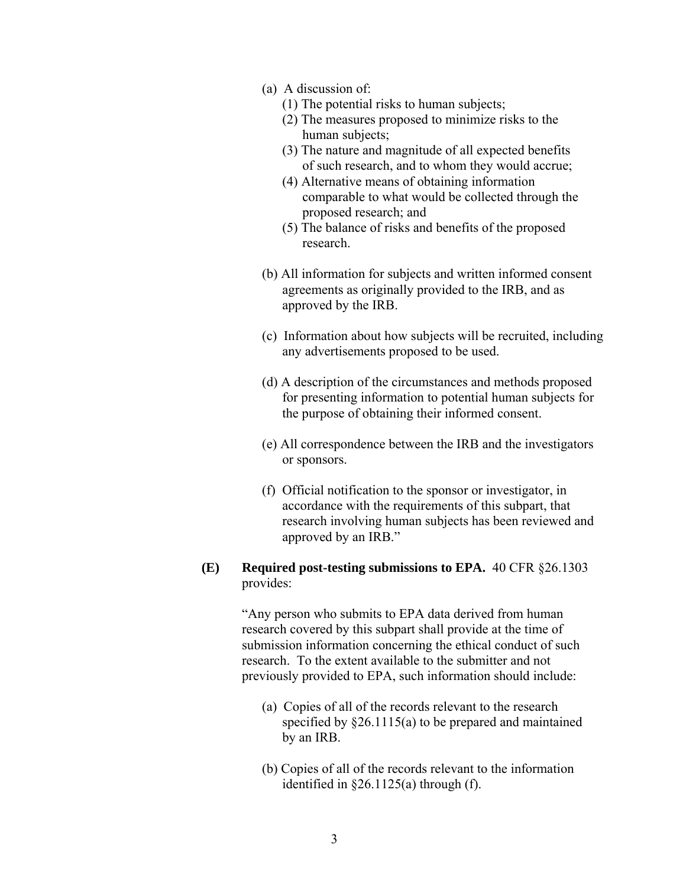(a) A discussion of:

  (1) The potential risks to human subjects;

  (2) The measures proposed to minimize risks to the human subjects;

  (3) The nature and magnitude of all expected benefits of such research, and to whom they would accrue;

  (4) Alternative means of obtaining information comparable to what would be collected through the proposed research; and

  (5) The balance of risks and benefits of the proposed research.

(b) All information for subjects and written informed consent agreements as originally provided to the IRB, and as approved by the IRB.

(c) Information about how subjects will be recruited, including any advertisements proposed to be used.

(d) A description of the circumstances and methods proposed for presenting information to potential human subjects for the purpose of obtaining their informed consent.

(e) All correspondence between the IRB and the investigators or sponsors.

(f) Official notification to the sponsor or investigator, in accordance with the requirements of this subpart, that research involving human subjects has been reviewed and approved by an IRB."

**(E) Required post-testing submissions to EPA.** 40 CFR §26.1303 provides:

"Any person who submits to EPA data derived from human research covered by this subpart shall provide at the time of submission information concerning the ethical conduct of such research. To the extent available to the submitter and not previously provided to EPA, such information should include:

(a) Copies of all of the records relevant to the research specified by §26.1115(a) to be prepared and maintained by an IRB.

(b) Copies of all of the records relevant to the information identified in §26.1125(a) through (f).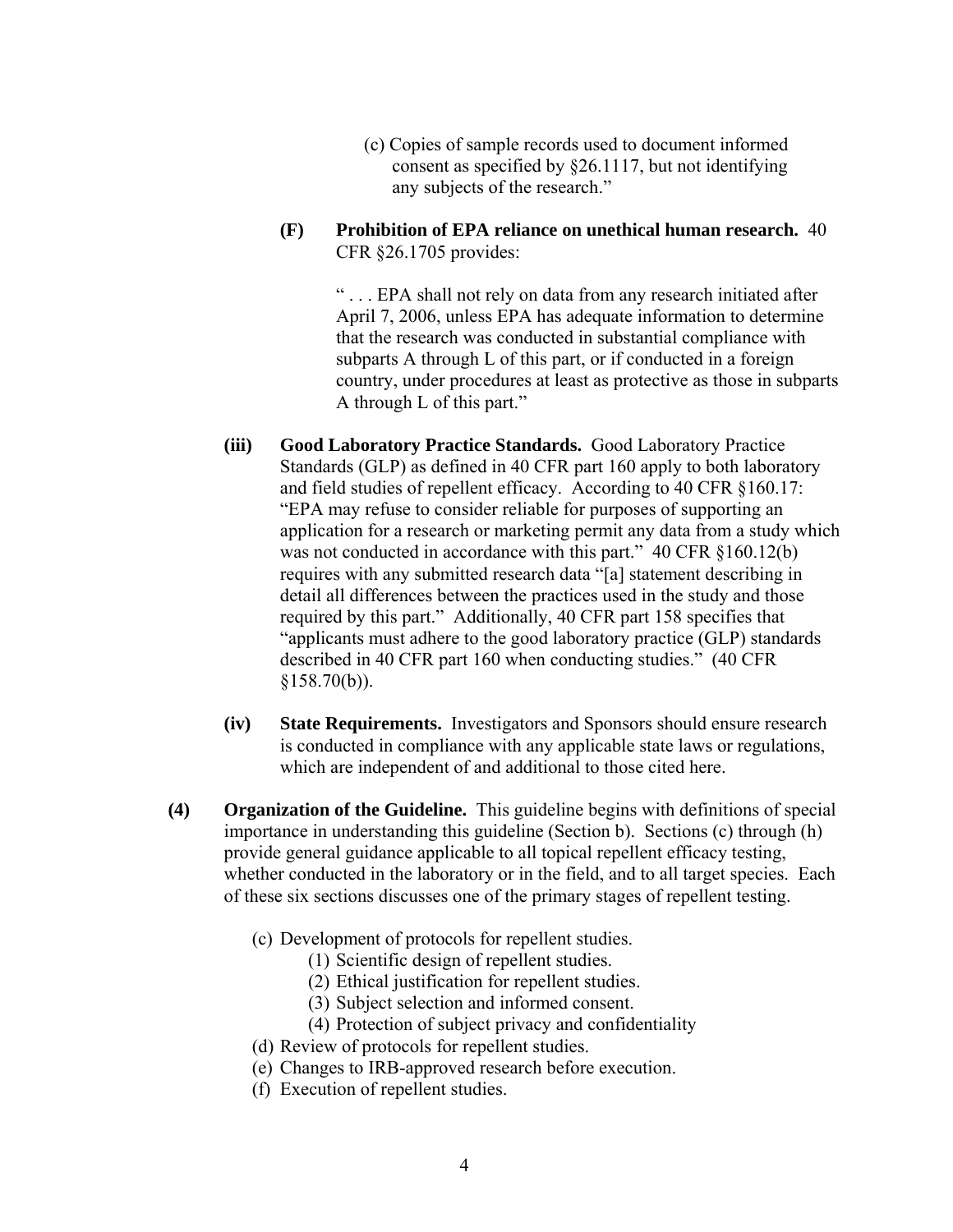(c) Copies of sample records used to document informed consent as specified by §26.1117, but not identifying any subjects of the research."

**(F) Prohibition of EPA reliance on unethical human research.** 40 CFR §26.1705 provides:

> " . . . EPA shall not rely on data from any research initiated after April 7, 2006, unless EPA has adequate information to determine that the research was conducted in substantial compliance with subparts A through L of this part, or if conducted in a foreign country, under procedures at least as protective as those in subparts A through L of this part."

**(iii) Good Laboratory Practice Standards.** Good Laboratory Practice Standards (GLP) as defined in 40 CFR part 160 apply to both laboratory and field studies of repellent efficacy. According to 40 CFR §160.17: "EPA may refuse to consider reliable for purposes of supporting an application for a research or marketing permit any data from a study which was not conducted in accordance with this part." 40 CFR §160.12(b) requires with any submitted research data "[a] statement describing in detail all differences between the practices used in the study and those required by this part." Additionally, 40 CFR part 158 specifies that "applicants must adhere to the good laboratory practice (GLP) standards described in 40 CFR part 160 when conducting studies." (40 CFR §158.70(b)).

**(iv) State Requirements.** Investigators and Sponsors should ensure research is conducted in compliance with any applicable state laws or regulations, which are independent of and additional to those cited here.

**(4) Organization of the Guideline.** This guideline begins with definitions of special importance in understanding this guideline (Section b). Sections (c) through (h) provide general guidance applicable to all topical repellent efficacy testing, whether conducted in the laboratory or in the field, and to all target species. Each of these six sections discusses one of the primary stages of repellent testing.

- (c) Development of protocols for repellent studies.
  - (1) Scientific design of repellent studies.
  - (2) Ethical justification for repellent studies.
  - (3) Subject selection and informed consent.
  - (4) Protection of subject privacy and confidentiality
- (d) Review of protocols for repellent studies.
- (e) Changes to IRB-approved research before execution.
- (f) Execution of repellent studies.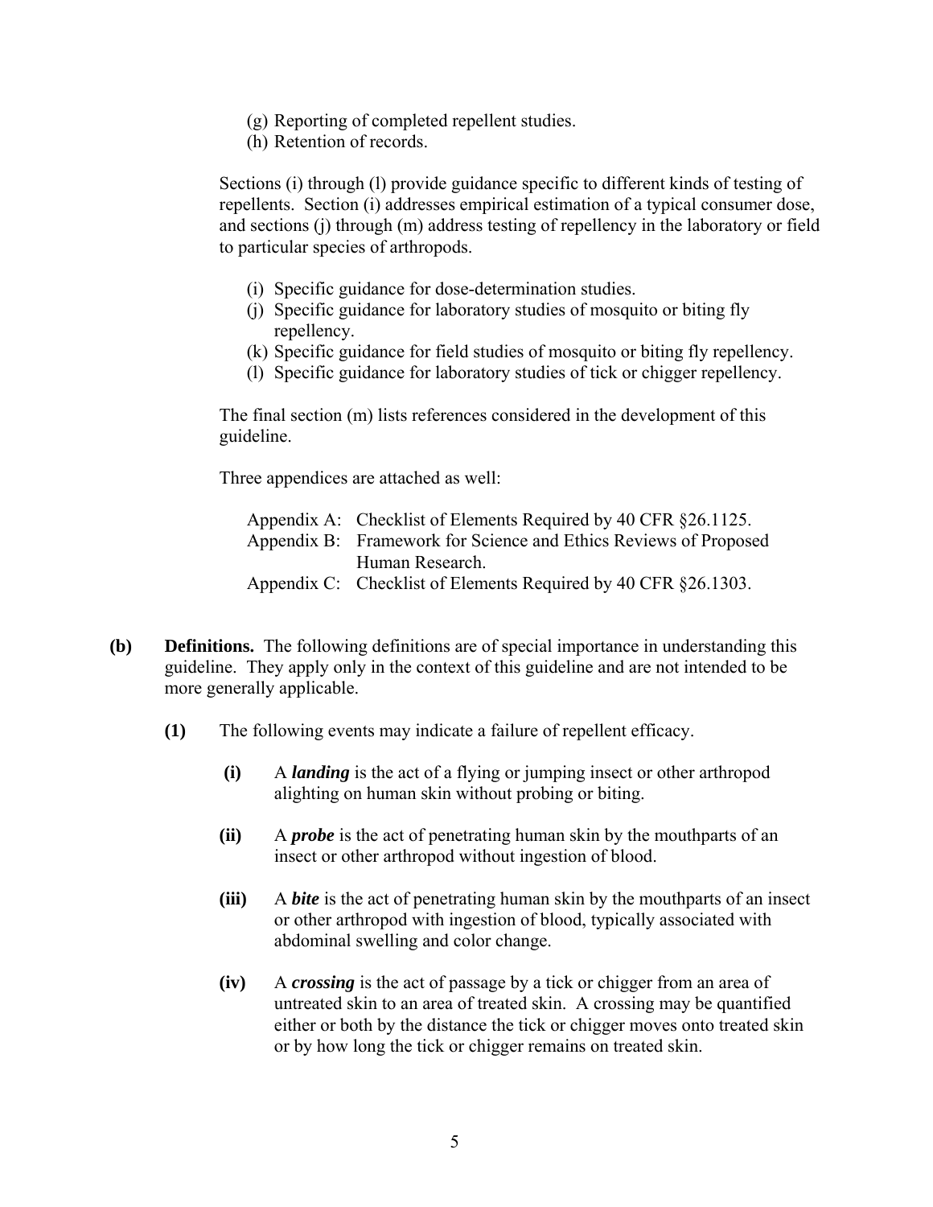(g) Reporting of completed repellent studies.
(h) Retention of records.

Sections (i) through (l) provide guidance specific to different kinds of testing of repellents. Section (i) addresses empirical estimation of a typical consumer dose, and sections (j) through (m) address testing of repellency in the laboratory or field to particular species of arthropods.

(i) Specific guidance for dose-determination studies.
(j) Specific guidance for laboratory studies of mosquito or biting fly repellency.
(k) Specific guidance for field studies of mosquito or biting fly repellency.
(l) Specific guidance for laboratory studies of tick or chigger repellency.

The final section (m) lists references considered in the development of this guideline.

Three appendices are attached as well:

Appendix A: Checklist of Elements Required by 40 CFR §26.1125.
Appendix B: Framework for Science and Ethics Reviews of Proposed Human Research.
Appendix C: Checklist of Elements Required by 40 CFR §26.1303.

**(b) Definitions.** The following definitions are of special importance in understanding this guideline. They apply only in the context of this guideline and are not intended to be more generally applicable.

**(1)** The following events may indicate a failure of repellent efficacy.

**(i)** A ***landing*** is the act of a flying or jumping insect or other arthropod alighting on human skin without probing or biting.

**(ii)** A ***probe*** is the act of penetrating human skin by the mouthparts of an insect or other arthropod without ingestion of blood.

**(iii)** A ***bite*** is the act of penetrating human skin by the mouthparts of an insect or other arthropod with ingestion of blood, typically associated with abdominal swelling and color change.

**(iv)** A ***crossing*** is the act of passage by a tick or chigger from an area of untreated skin to an area of treated skin. A crossing may be quantified either or both by the distance the tick or chigger moves onto treated skin or by how long the tick or chigger remains on treated skin.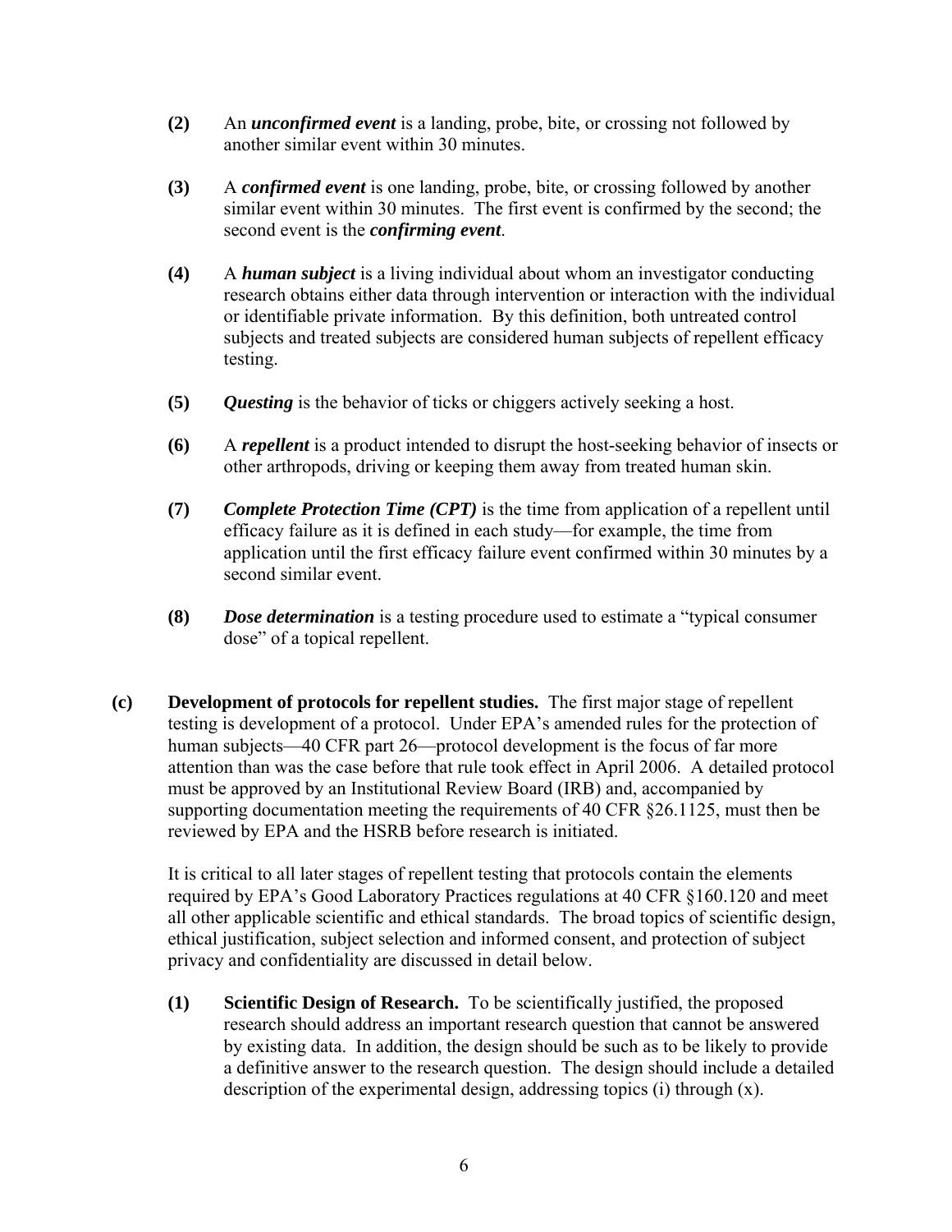**(2)** An ***unconfirmed event*** is a landing, probe, bite, or crossing not followed by another similar event within 30 minutes.

**(3)** A ***confirmed event*** is one landing, probe, bite, or crossing followed by another similar event within 30 minutes. The first event is confirmed by the second; the second event is the ***confirming event***.

**(4)** A ***human subject*** is a living individual about whom an investigator conducting research obtains either data through intervention or interaction with the individual or identifiable private information. By this definition, both untreated control subjects and treated subjects are considered human subjects of repellent efficacy testing.

**(5)** ***Questing*** is the behavior of ticks or chiggers actively seeking a host.

**(6)** A ***repellent*** is a product intended to disrupt the host-seeking behavior of insects or other arthropods, driving or keeping them away from treated human skin.

**(7)** ***Complete Protection Time (CPT)*** is the time from application of a repellent until efficacy failure as it is defined in each study—for example, the time from application until the first efficacy failure event confirmed within 30 minutes by a second similar event.

**(8)** ***Dose determination*** is a testing procedure used to estimate a "typical consumer dose" of a topical repellent.

**(c) Development of protocols for repellent studies.** The first major stage of repellent testing is development of a protocol. Under EPA's amended rules for the protection of human subjects—40 CFR part 26—protocol development is the focus of far more attention than was the case before that rule took effect in April 2006. A detailed protocol must be approved by an Institutional Review Board (IRB) and, accompanied by supporting documentation meeting the requirements of 40 CFR §26.1125, must then be reviewed by EPA and the HSRB before research is initiated.

It is critical to all later stages of repellent testing that protocols contain the elements required by EPA's Good Laboratory Practices regulations at 40 CFR §160.120 and meet all other applicable scientific and ethical standards. The broad topics of scientific design, ethical justification, subject selection and informed consent, and protection of subject privacy and confidentiality are discussed in detail below.

**(1) Scientific Design of Research.** To be scientifically justified, the proposed research should address an important research question that cannot be answered by existing data. In addition, the design should be such as to be likely to provide a definitive answer to the research question. The design should include a detailed description of the experimental design, addressing topics (i) through (x).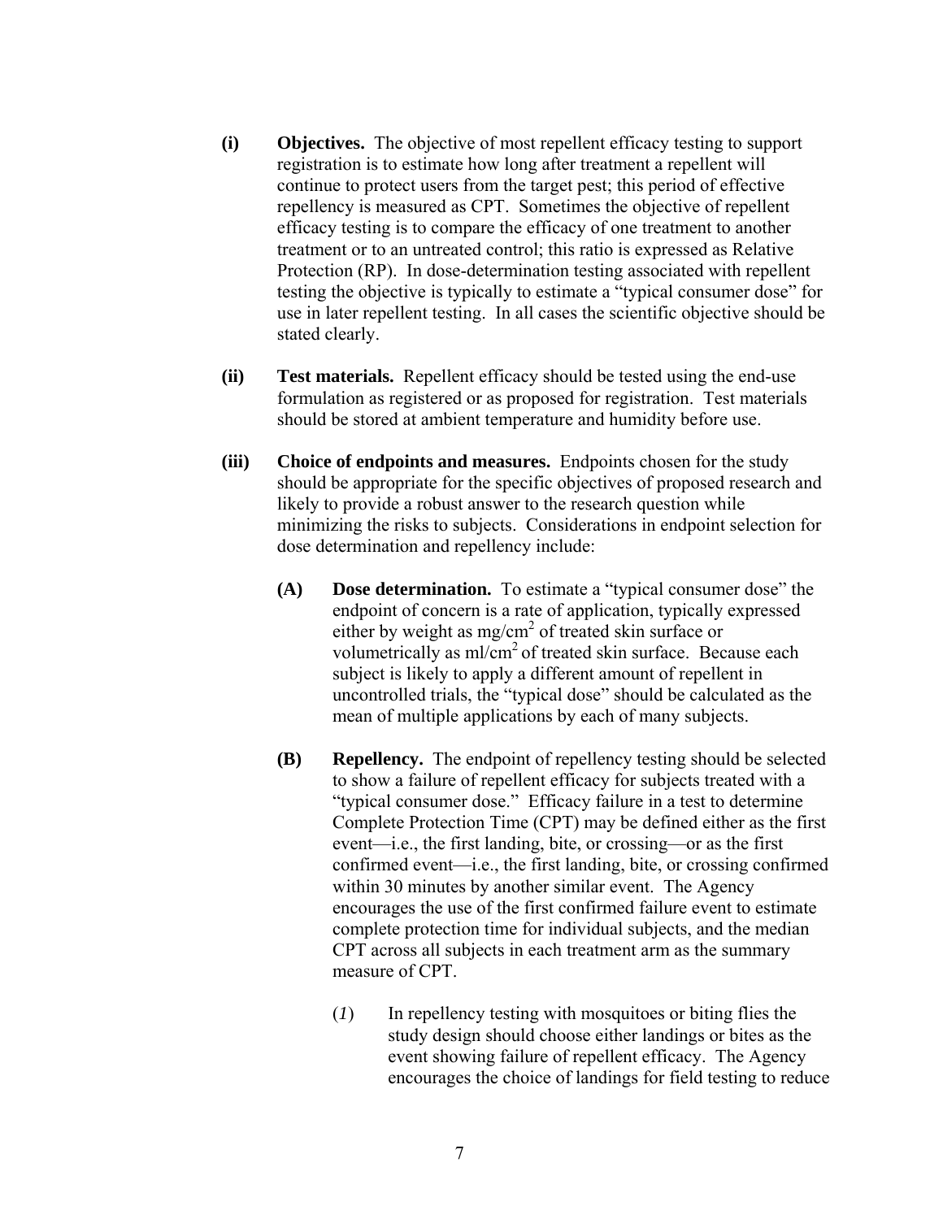**(i) Objectives.** The objective of most repellent efficacy testing to support registration is to estimate how long after treatment a repellent will continue to protect users from the target pest; this period of effective repellency is measured as CPT. Sometimes the objective of repellent efficacy testing is to compare the efficacy of one treatment to another treatment or to an untreated control; this ratio is expressed as Relative Protection (RP). In dose-determination testing associated with repellent testing the objective is typically to estimate a "typical consumer dose" for use in later repellent testing. In all cases the scientific objective should be stated clearly.

**(ii) Test materials.** Repellent efficacy should be tested using the end-use formulation as registered or as proposed for registration. Test materials should be stored at ambient temperature and humidity before use.

**(iii) Choice of endpoints and measures.** Endpoints chosen for the study should be appropriate for the specific objectives of proposed research and likely to provide a robust answer to the research question while minimizing the risks to subjects. Considerations in endpoint selection for dose determination and repellency include:

**(A) Dose determination.** To estimate a "typical consumer dose" the endpoint of concern is a rate of application, typically expressed either by weight as $mg/cm^2$ of treated skin surface or volumetrically as $ml/cm^2$ of treated skin surface. Because each subject is likely to apply a different amount of repellent in uncontrolled trials, the "typical dose" should be calculated as the mean of multiple applications by each of many subjects.

**(B) Repellency.** The endpoint of repellency testing should be selected to show a failure of repellent efficacy for subjects treated with a "typical consumer dose." Efficacy failure in a test to determine Complete Protection Time (CPT) may be defined either as the first event—i.e., the first landing, bite, or crossing—or as the first confirmed event—i.e., the first landing, bite, or crossing confirmed within 30 minutes by another similar event. The Agency encourages the use of the first confirmed failure event to estimate complete protection time for individual subjects, and the median CPT across all subjects in each treatment arm as the summary measure of CPT.

(*1*) In repellency testing with mosquitoes or biting flies the study design should choose either landings or bites as the event showing failure of repellent efficacy. The Agency encourages the choice of landings for field testing to reduce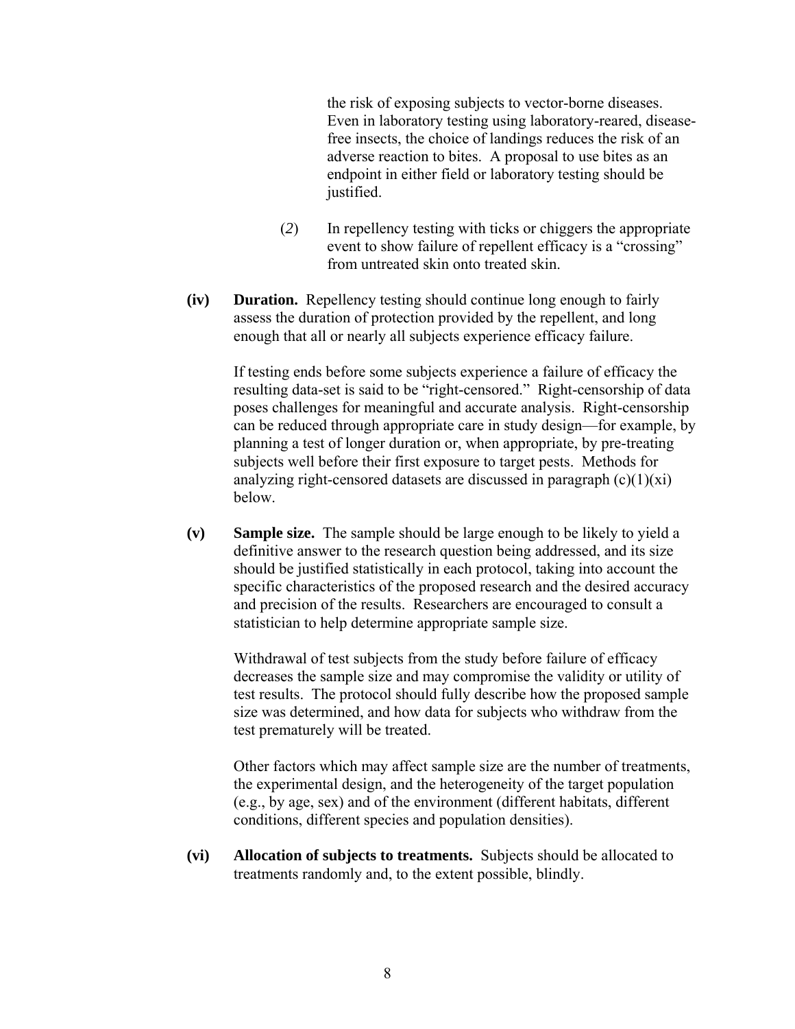the risk of exposing subjects to vector-borne diseases. Even in laboratory testing using laboratory-reared, disease-free insects, the choice of landings reduces the risk of an adverse reaction to bites. A proposal to use bites as an endpoint in either field or laboratory testing should be justified.

(*2*) In repellency testing with ticks or chiggers the appropriate event to show failure of repellent efficacy is a "crossing" from untreated skin onto treated skin.

**(iv) Duration.** Repellency testing should continue long enough to fairly assess the duration of protection provided by the repellent, and long enough that all or nearly all subjects experience efficacy failure.

If testing ends before some subjects experience a failure of efficacy the resulting data-set is said to be "right-censored." Right-censorship of data poses challenges for meaningful and accurate analysis. Right-censorship can be reduced through appropriate care in study design—for example, by planning a test of longer duration or, when appropriate, by pre-treating subjects well before their first exposure to target pests. Methods for analyzing right-censored datasets are discussed in paragraph (c)(1)(xi) below.

**(v) Sample size.** The sample should be large enough to be likely to yield a definitive answer to the research question being addressed, and its size should be justified statistically in each protocol, taking into account the specific characteristics of the proposed research and the desired accuracy and precision of the results. Researchers are encouraged to consult a statistician to help determine appropriate sample size.

Withdrawal of test subjects from the study before failure of efficacy decreases the sample size and may compromise the validity or utility of test results. The protocol should fully describe how the proposed sample size was determined, and how data for subjects who withdraw from the test prematurely will be treated.

Other factors which may affect sample size are the number of treatments, the experimental design, and the heterogeneity of the target population (e.g., by age, sex) and of the environment (different habitats, different conditions, different species and population densities).

**(vi) Allocation of subjects to treatments.** Subjects should be allocated to treatments randomly and, to the extent possible, blindly.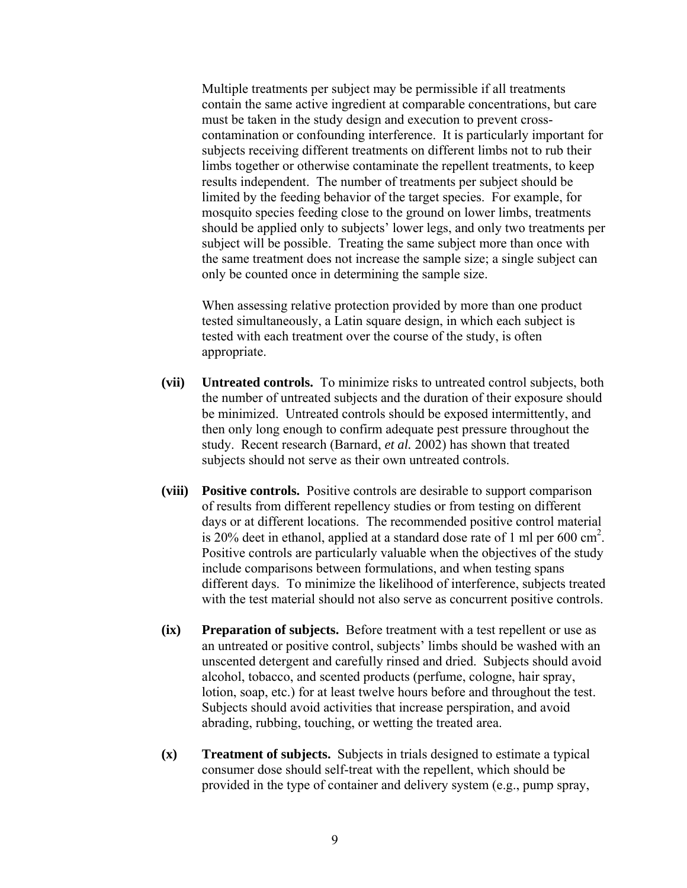Multiple treatments per subject may be permissible if all treatments contain the same active ingredient at comparable concentrations, but care must be taken in the study design and execution to prevent cross-contamination or confounding interference. It is particularly important for subjects receiving different treatments on different limbs not to rub their limbs together or otherwise contaminate the repellent treatments, to keep results independent. The number of treatments per subject should be limited by the feeding behavior of the target species. For example, for mosquito species feeding close to the ground on lower limbs, treatments should be applied only to subjects' lower legs, and only two treatments per subject will be possible. Treating the same subject more than once with the same treatment does not increase the sample size; a single subject can only be counted once in determining the sample size.

When assessing relative protection provided by more than one product tested simultaneously, a Latin square design, in which each subject is tested with each treatment over the course of the study, is often appropriate.

**(vii) Untreated controls.** To minimize risks to untreated control subjects, both the number of untreated subjects and the duration of their exposure should be minimized. Untreated controls should be exposed intermittently, and then only long enough to confirm adequate pest pressure throughout the study. Recent research (Barnard, *et al.* 2002) has shown that treated subjects should not serve as their own untreated controls.

**(viii) Positive controls.** Positive controls are desirable to support comparison of results from different repellency studies or from testing on different days or at different locations. The recommended positive control material is 20% deet in ethanol, applied at a standard dose rate of 1 ml per 600 $cm^2$. Positive controls are particularly valuable when the objectives of the study include comparisons between formulations, and when testing spans different days. To minimize the likelihood of interference, subjects treated with the test material should not also serve as concurrent positive controls.

**(ix) Preparation of subjects.** Before treatment with a test repellent or use as an untreated or positive control, subjects' limbs should be washed with an unscented detergent and carefully rinsed and dried. Subjects should avoid alcohol, tobacco, and scented products (perfume, cologne, hair spray, lotion, soap, etc.) for at least twelve hours before and throughout the test. Subjects should avoid activities that increase perspiration, and avoid abrading, rubbing, touching, or wetting the treated area.

**(x) Treatment of subjects.** Subjects in trials designed to estimate a typical consumer dose should self-treat with the repellent, which should be provided in the type of container and delivery system (e.g., pump spray,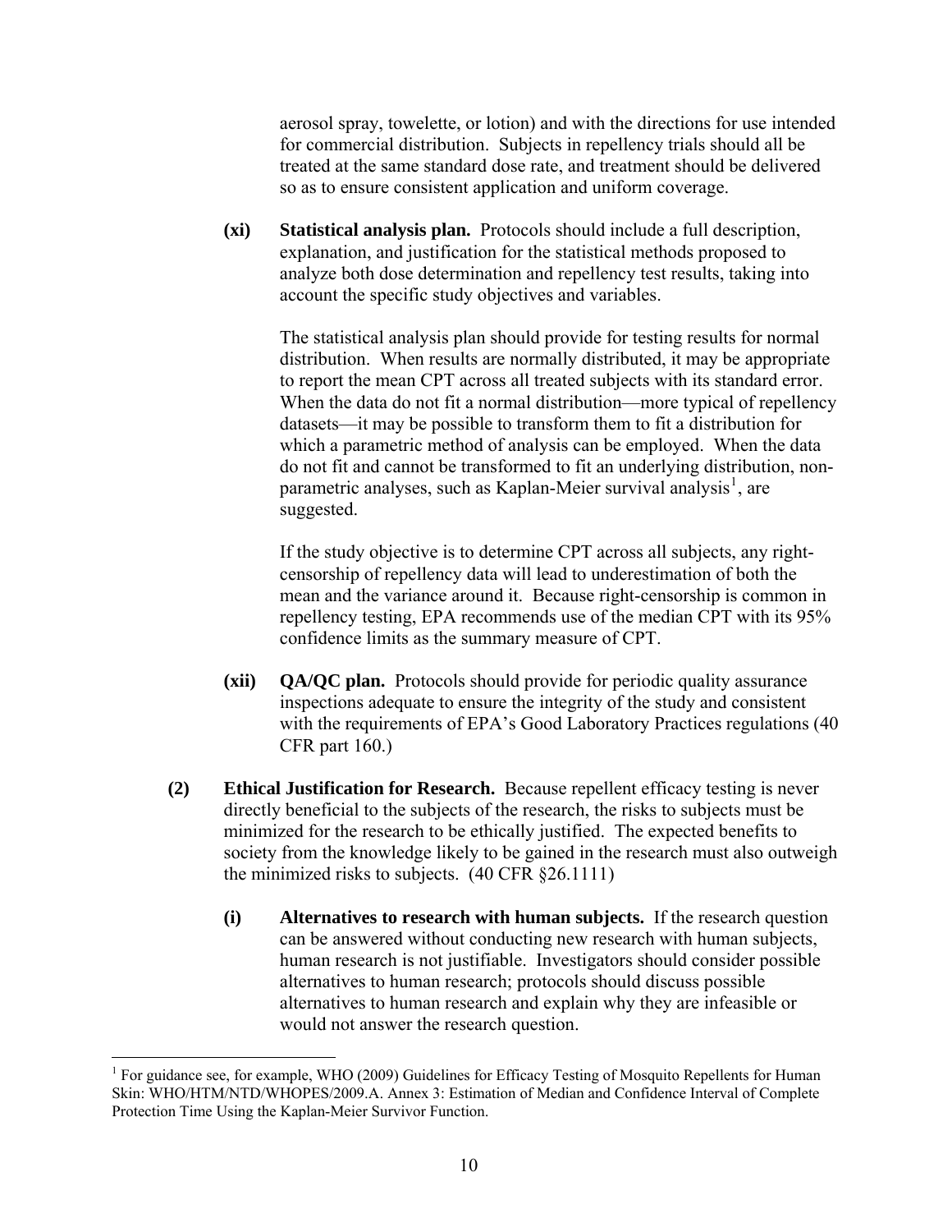aerosol spray, towelette, or lotion) and with the directions for use intended for commercial distribution. Subjects in repellency trials should all be treated at the same standard dose rate, and treatment should be delivered so as to ensure consistent application and uniform coverage.

**(xi) Statistical analysis plan.** Protocols should include a full description, explanation, and justification for the statistical methods proposed to analyze both dose determination and repellency test results, taking into account the specific study objectives and variables.

The statistical analysis plan should provide for testing results for normal distribution. When results are normally distributed, it may be appropriate to report the mean CPT across all treated subjects with its standard error. When the data do not fit a normal distribution—more typical of repellency datasets—it may be possible to transform them to fit a distribution for which a parametric method of analysis can be employed. When the data do not fit and cannot be transformed to fit an underlying distribution, non-parametric analyses, such as Kaplan-Meier survival analysis[1], are suggested.

If the study objective is to determine CPT across all subjects, any right-censorship of repellency data will lead to underestimation of both the mean and the variance around it. Because right-censorship is common in repellency testing, EPA recommends use of the median CPT with its 95% confidence limits as the summary measure of CPT.

**(xii) QA/QC plan.** Protocols should provide for periodic quality assurance inspections adequate to ensure the integrity of the study and consistent with the requirements of EPA's Good Laboratory Practices regulations (40 CFR part 160.)

**(2) Ethical Justification for Research.** Because repellent efficacy testing is never directly beneficial to the subjects of the research, the risks to subjects must be minimized for the research to be ethically justified. The expected benefits to society from the knowledge likely to be gained in the research must also outweigh the minimized risks to subjects. (40 CFR §26.1111)

**(i) Alternatives to research with human subjects.** If the research question can be answered without conducting new research with human subjects, human research is not justifiable. Investigators should consider possible alternatives to human research; protocols should discuss possible alternatives to human research and explain why they are infeasible or would not answer the research question.

---

[1] For guidance see, for example, WHO (2009) Guidelines for Efficacy Testing of Mosquito Repellents for Human Skin: WHO/HTM/NTD/WHOPES/2009.A. Annex 3: Estimation of Median and Confidence Interval of Complete Protection Time Using the Kaplan-Meier Survivor Function.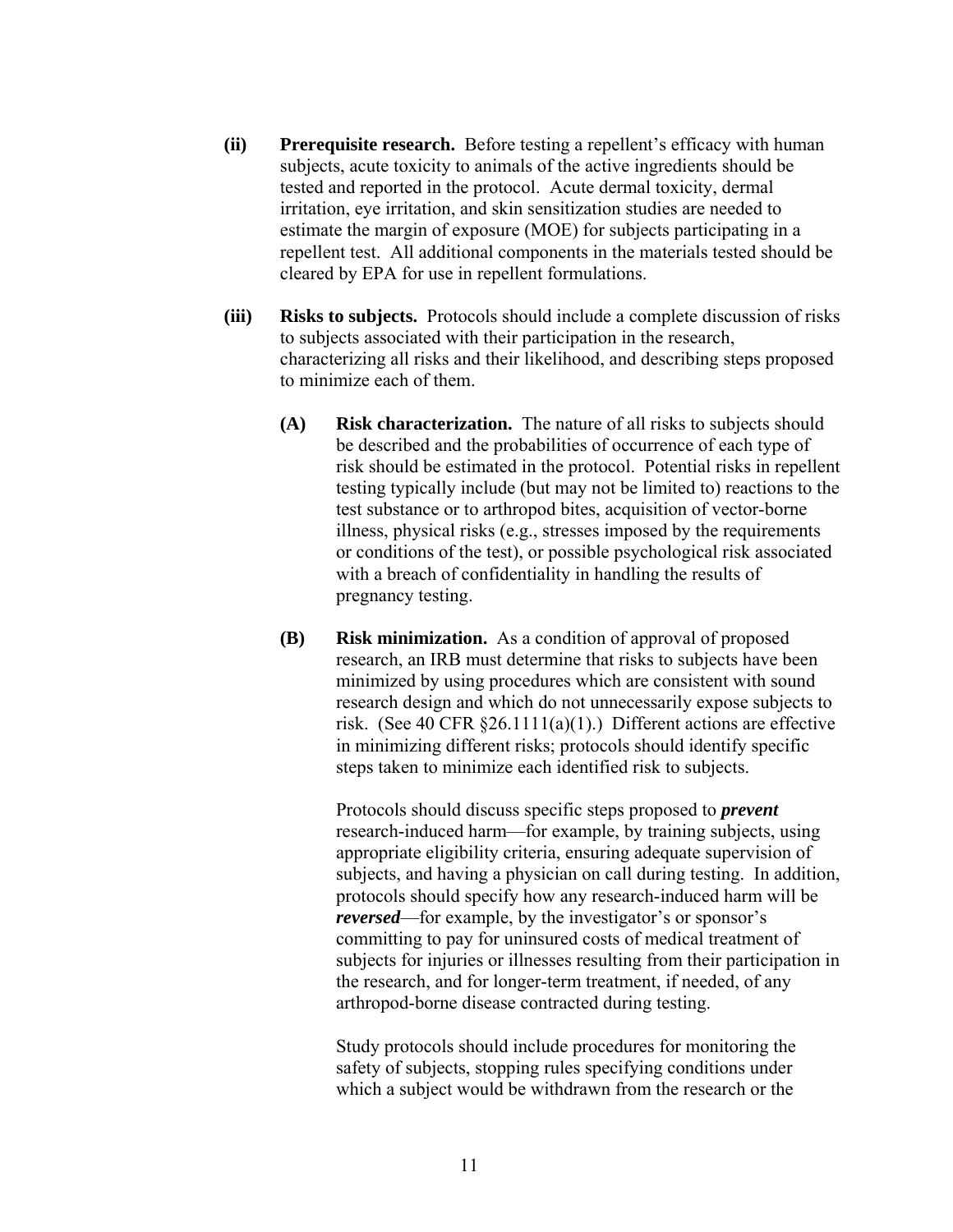**(ii) Prerequisite research.** Before testing a repellent's efficacy with human subjects, acute toxicity to animals of the active ingredients should be tested and reported in the protocol. Acute dermal toxicity, dermal irritation, eye irritation, and skin sensitization studies are needed to estimate the margin of exposure (MOE) for subjects participating in a repellent test. All additional components in the materials tested should be cleared by EPA for use in repellent formulations.

**(iii) Risks to subjects.** Protocols should include a complete discussion of risks to subjects associated with their participation in the research, characterizing all risks and their likelihood, and describing steps proposed to minimize each of them.

**(A) Risk characterization.** The nature of all risks to subjects should be described and the probabilities of occurrence of each type of risk should be estimated in the protocol. Potential risks in repellent testing typically include (but may not be limited to) reactions to the test substance or to arthropod bites, acquisition of vector-borne illness, physical risks (e.g., stresses imposed by the requirements or conditions of the test), or possible psychological risk associated with a breach of confidentiality in handling the results of pregnancy testing.

**(B) Risk minimization.** As a condition of approval of proposed research, an IRB must determine that risks to subjects have been minimized by using procedures which are consistent with sound research design and which do not unnecessarily expose subjects to risk. (See 40 CFR §26.1111(a)(1).) Different actions are effective in minimizing different risks; protocols should identify specific steps taken to minimize each identified risk to subjects.

Protocols should discuss specific steps proposed to ***prevent*** research-induced harm—for example, by training subjects, using appropriate eligibility criteria, ensuring adequate supervision of subjects, and having a physician on call during testing. In addition, protocols should specify how any research-induced harm will be ***reversed***—for example, by the investigator's or sponsor's committing to pay for uninsured costs of medical treatment of subjects for injuries or illnesses resulting from their participation in the research, and for longer-term treatment, if needed, of any arthropod-borne disease contracted during testing.

Study protocols should include procedures for monitoring the safety of subjects, stopping rules specifying conditions under which a subject would be withdrawn from the research or the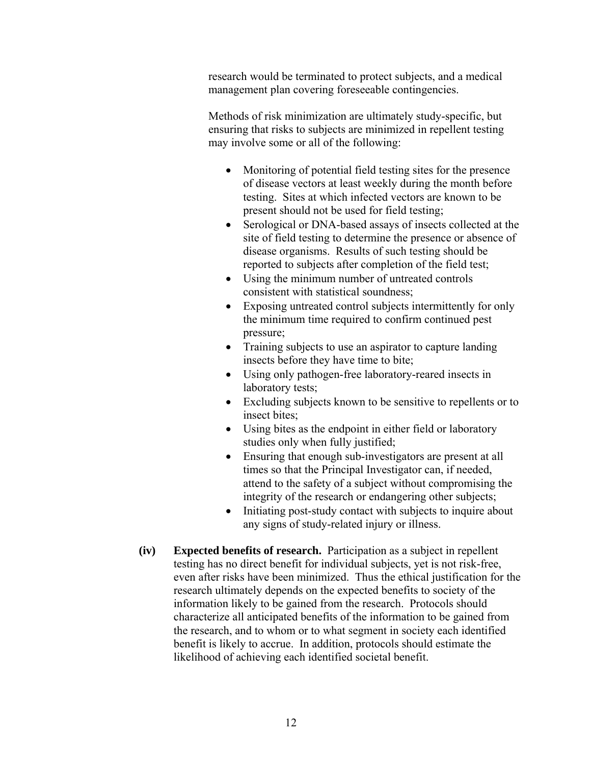research would be terminated to protect subjects, and a medical management plan covering foreseeable contingencies.

Methods of risk minimization are ultimately study-specific, but ensuring that risks to subjects are minimized in repellent testing may involve some or all of the following:

- Monitoring of potential field testing sites for the presence of disease vectors at least weekly during the month before testing. Sites at which infected vectors are known to be present should not be used for field testing;
- Serological or DNA-based assays of insects collected at the site of field testing to determine the presence or absence of disease organisms. Results of such testing should be reported to subjects after completion of the field test;
- Using the minimum number of untreated controls consistent with statistical soundness;
- Exposing untreated control subjects intermittently for only the minimum time required to confirm continued pest pressure;
- Training subjects to use an aspirator to capture landing insects before they have time to bite;
- Using only pathogen-free laboratory-reared insects in laboratory tests;
- Excluding subjects known to be sensitive to repellents or to insect bites;
- Using bites as the endpoint in either field or laboratory studies only when fully justified;
- Ensuring that enough sub-investigators are present at all times so that the Principal Investigator can, if needed, attend to the safety of a subject without compromising the integrity of the research or endangering other subjects;
- Initiating post-study contact with subjects to inquire about any signs of study-related injury or illness.

**(iv) Expected benefits of research.** Participation as a subject in repellent testing has no direct benefit for individual subjects, yet is not risk-free, even after risks have been minimized. Thus the ethical justification for the research ultimately depends on the expected benefits to society of the information likely to be gained from the research. Protocols should characterize all anticipated benefits of the information to be gained from the research, and to whom or to what segment in society each identified benefit is likely to accrue. In addition, protocols should estimate the likelihood of achieving each identified societal benefit.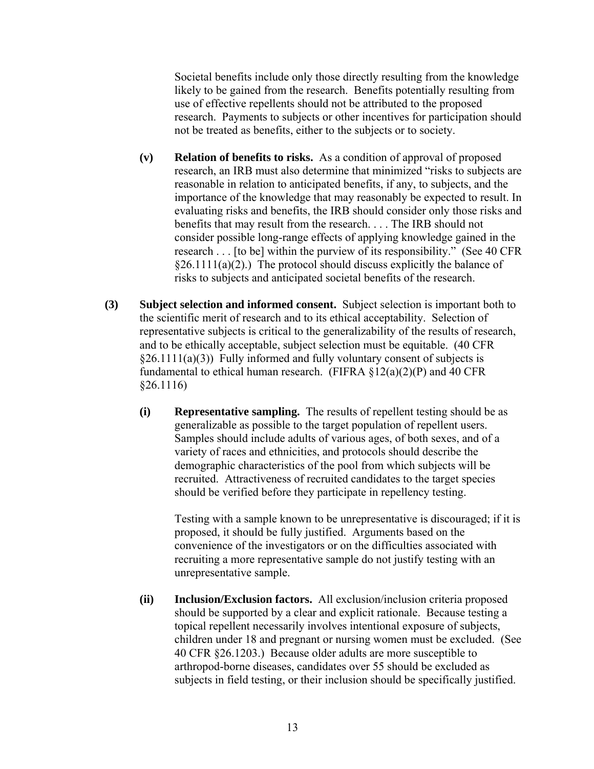Societal benefits include only those directly resulting from the knowledge likely to be gained from the research. Benefits potentially resulting from use of effective repellents should not be attributed to the proposed research. Payments to subjects or other incentives for participation should not be treated as benefits, either to the subjects or to society.

**(v) Relation of benefits to risks.** As a condition of approval of proposed research, an IRB must also determine that minimized "risks to subjects are reasonable in relation to anticipated benefits, if any, to subjects, and the importance of the knowledge that may reasonably be expected to result. In evaluating risks and benefits, the IRB should consider only those risks and benefits that may result from the research. . . . The IRB should not consider possible long-range effects of applying knowledge gained in the research . . . [to be] within the purview of its responsibility." (See 40 CFR §26.1111(a)(2).) The protocol should discuss explicitly the balance of risks to subjects and anticipated societal benefits of the research.

**(3) Subject selection and informed consent.** Subject selection is important both to the scientific merit of research and to its ethical acceptability. Selection of representative subjects is critical to the generalizability of the results of research, and to be ethically acceptable, subject selection must be equitable. (40 CFR §26.1111(a)(3)) Fully informed and fully voluntary consent of subjects is fundamental to ethical human research. (FIFRA §12(a)(2)(P) and 40 CFR §26.1116)

**(i) Representative sampling.** The results of repellent testing should be as generalizable as possible to the target population of repellent users. Samples should include adults of various ages, of both sexes, and of a variety of races and ethnicities, and protocols should describe the demographic characteristics of the pool from which subjects will be recruited. Attractiveness of recruited candidates to the target species should be verified before they participate in repellency testing.

Testing with a sample known to be unrepresentative is discouraged; if it is proposed, it should be fully justified. Arguments based on the convenience of the investigators or on the difficulties associated with recruiting a more representative sample do not justify testing with an unrepresentative sample.

**(ii) Inclusion/Exclusion factors.** All exclusion/inclusion criteria proposed should be supported by a clear and explicit rationale. Because testing a topical repellent necessarily involves intentional exposure of subjects, children under 18 and pregnant or nursing women must be excluded. (See 40 CFR §26.1203.) Because older adults are more susceptible to arthropod-borne diseases, candidates over 55 should be excluded as subjects in field testing, or their inclusion should be specifically justified.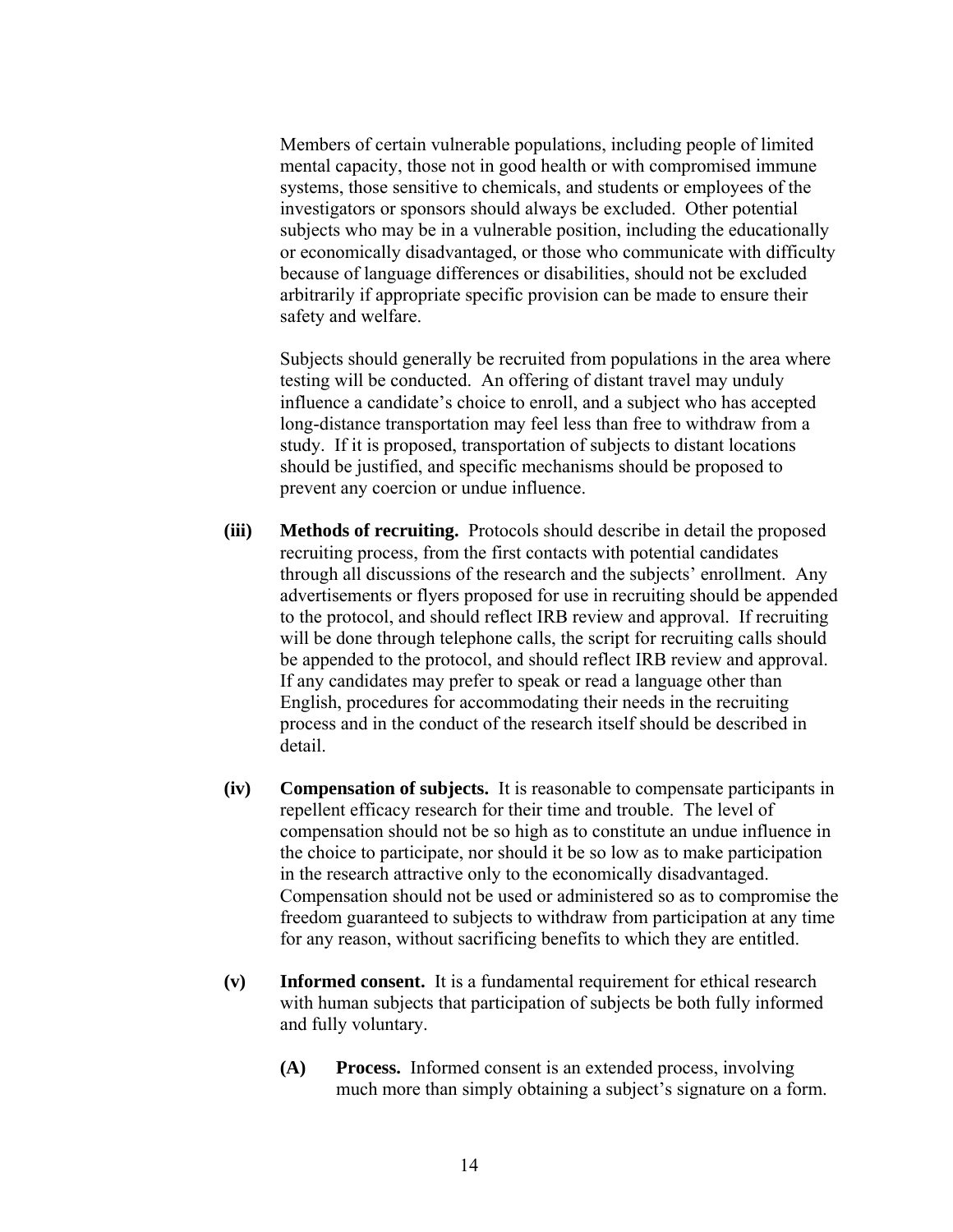Members of certain vulnerable populations, including people of limited mental capacity, those not in good health or with compromised immune systems, those sensitive to chemicals, and students or employees of the investigators or sponsors should always be excluded. Other potential subjects who may be in a vulnerable position, including the educationally or economically disadvantaged, or those who communicate with difficulty because of language differences or disabilities, should not be excluded arbitrarily if appropriate specific provision can be made to ensure their safety and welfare.

Subjects should generally be recruited from populations in the area where testing will be conducted. An offering of distant travel may unduly influence a candidate's choice to enroll, and a subject who has accepted long-distance transportation may feel less than free to withdraw from a study. If it is proposed, transportation of subjects to distant locations should be justified, and specific mechanisms should be proposed to prevent any coercion or undue influence.

**(iii) Methods of recruiting.** Protocols should describe in detail the proposed recruiting process, from the first contacts with potential candidates through all discussions of the research and the subjects' enrollment. Any advertisements or flyers proposed for use in recruiting should be appended to the protocol, and should reflect IRB review and approval. If recruiting will be done through telephone calls, the script for recruiting calls should be appended to the protocol, and should reflect IRB review and approval. If any candidates may prefer to speak or read a language other than English, procedures for accommodating their needs in the recruiting process and in the conduct of the research itself should be described in detail.

**(iv) Compensation of subjects.** It is reasonable to compensate participants in repellent efficacy research for their time and trouble. The level of compensation should not be so high as to constitute an undue influence in the choice to participate, nor should it be so low as to make participation in the research attractive only to the economically disadvantaged. Compensation should not be used or administered so as to compromise the freedom guaranteed to subjects to withdraw from participation at any time for any reason, without sacrificing benefits to which they are entitled.

**(v) Informed consent.** It is a fundamental requirement for ethical research with human subjects that participation of subjects be both fully informed and fully voluntary.

**(A) Process.** Informed consent is an extended process, involving much more than simply obtaining a subject's signature on a form.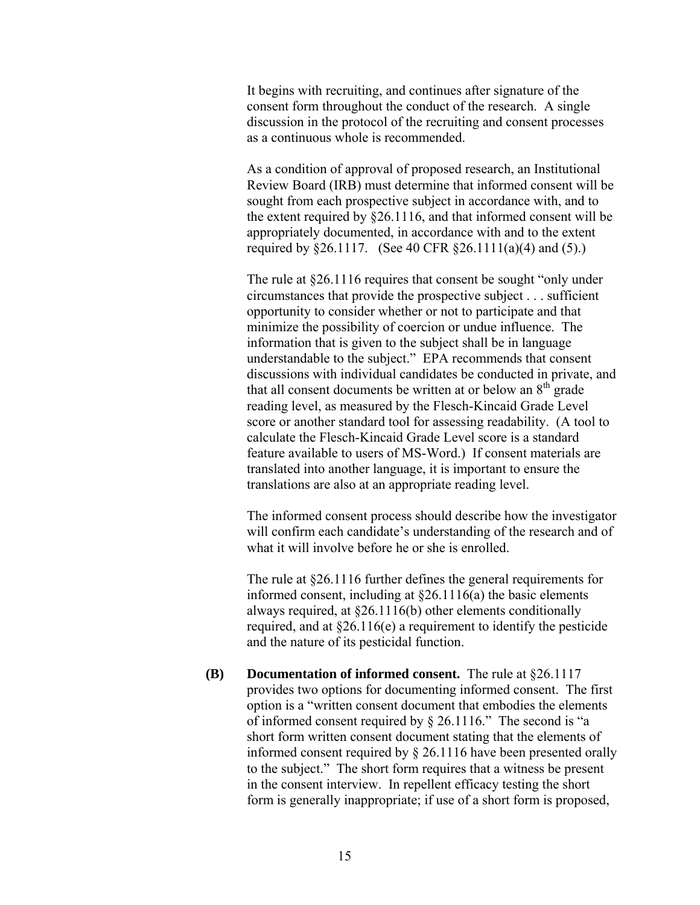It begins with recruiting, and continues after signature of the consent form throughout the conduct of the research. A single discussion in the protocol of the recruiting and consent processes as a continuous whole is recommended.

As a condition of approval of proposed research, an Institutional Review Board (IRB) must determine that informed consent will be sought from each prospective subject in accordance with, and to the extent required by §26.1116, and that informed consent will be appropriately documented, in accordance with and to the extent required by §26.1117. (See 40 CFR §26.1111(a)(4) and (5).)

The rule at §26.1116 requires that consent be sought "only under circumstances that provide the prospective subject . . . sufficient opportunity to consider whether or not to participate and that minimize the possibility of coercion or undue influence. The information that is given to the subject shall be in language understandable to the subject." EPA recommends that consent discussions with individual candidates be conducted in private, and that all consent documents be written at or below an 8th grade reading level, as measured by the Flesch-Kincaid Grade Level score or another standard tool for assessing readability. (A tool to calculate the Flesch-Kincaid Grade Level score is a standard feature available to users of MS-Word.) If consent materials are translated into another language, it is important to ensure the translations are also at an appropriate reading level.

The informed consent process should describe how the investigator will confirm each candidate's understanding of the research and of what it will involve before he or she is enrolled.

The rule at §26.1116 further defines the general requirements for informed consent, including at §26.1116(a) the basic elements always required, at §26.1116(b) other elements conditionally required, and at §26.116(e) a requirement to identify the pesticide and the nature of its pesticidal function.

**(B) Documentation of informed consent.** The rule at §26.1117 provides two options for documenting informed consent. The first option is a "written consent document that embodies the elements of informed consent required by § 26.1116." The second is "a short form written consent document stating that the elements of informed consent required by § 26.1116 have been presented orally to the subject." The short form requires that a witness be present in the consent interview. In repellent efficacy testing the short form is generally inappropriate; if use of a short form is proposed,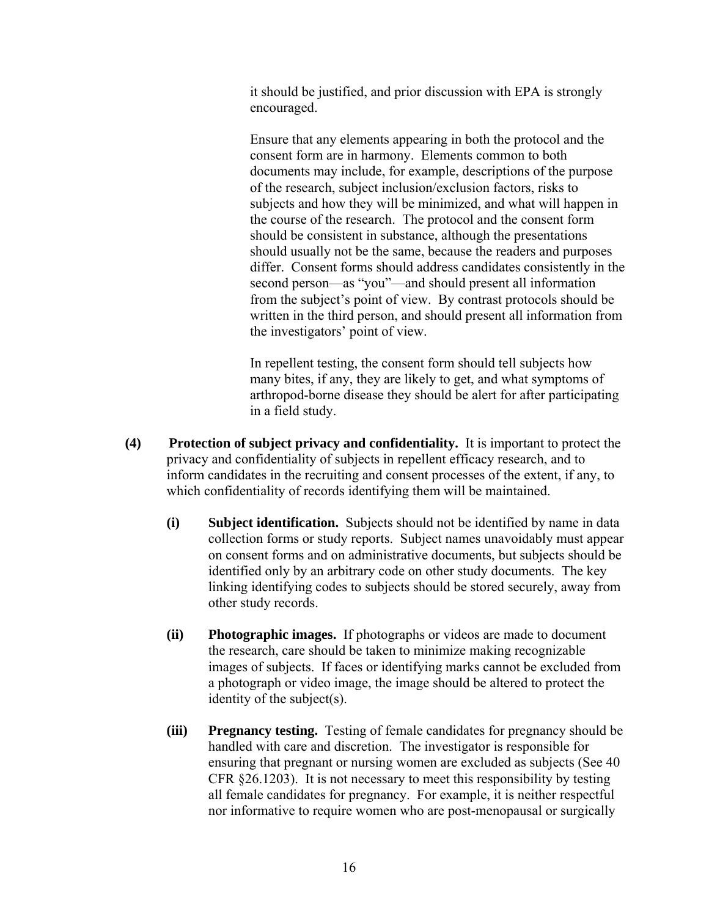it should be justified, and prior discussion with EPA is strongly encouraged.

Ensure that any elements appearing in both the protocol and the consent form are in harmony. Elements common to both documents may include, for example, descriptions of the purpose of the research, subject inclusion/exclusion factors, risks to subjects and how they will be minimized, and what will happen in the course of the research. The protocol and the consent form should be consistent in substance, although the presentations should usually not be the same, because the readers and purposes differ. Consent forms should address candidates consistently in the second person—as "you"—and should present all information from the subject's point of view. By contrast protocols should be written in the third person, and should present all information from the investigators' point of view.

In repellent testing, the consent form should tell subjects how many bites, if any, they are likely to get, and what symptoms of arthropod-borne disease they should be alert for after participating in a field study.

**(4) Protection of subject privacy and confidentiality.** It is important to protect the privacy and confidentiality of subjects in repellent efficacy research, and to inform candidates in the recruiting and consent processes of the extent, if any, to which confidentiality of records identifying them will be maintained.

**(i) Subject identification.** Subjects should not be identified by name in data collection forms or study reports. Subject names unavoidably must appear on consent forms and on administrative documents, but subjects should be identified only by an arbitrary code on other study documents. The key linking identifying codes to subjects should be stored securely, away from other study records.

**(ii) Photographic images.** If photographs or videos are made to document the research, care should be taken to minimize making recognizable images of subjects. If faces or identifying marks cannot be excluded from a photograph or video image, the image should be altered to protect the identity of the subject(s).

**(iii) Pregnancy testing.** Testing of female candidates for pregnancy should be handled with care and discretion. The investigator is responsible for ensuring that pregnant or nursing women are excluded as subjects (See 40 CFR §26.1203). It is not necessary to meet this responsibility by testing all female candidates for pregnancy. For example, it is neither respectful nor informative to require women who are post-menopausal or surgically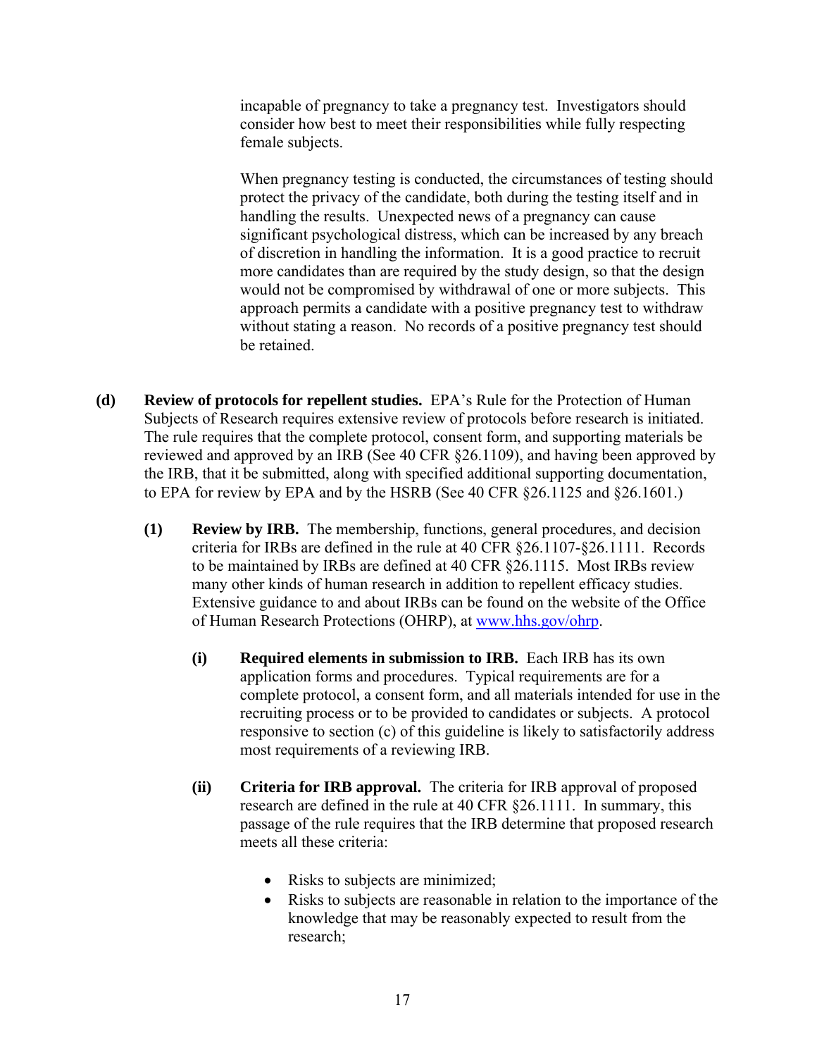incapable of pregnancy to take a pregnancy test. Investigators should consider how best to meet their responsibilities while fully respecting female subjects.

When pregnancy testing is conducted, the circumstances of testing should protect the privacy of the candidate, both during the testing itself and in handling the results. Unexpected news of a pregnancy can cause significant psychological distress, which can be increased by any breach of discretion in handling the information. It is a good practice to recruit more candidates than are required by the study design, so that the design would not be compromised by withdrawal of one or more subjects. This approach permits a candidate with a positive pregnancy test to withdraw without stating a reason. No records of a positive pregnancy test should be retained.

**(d) Review of protocols for repellent studies.** EPA's Rule for the Protection of Human Subjects of Research requires extensive review of protocols before research is initiated. The rule requires that the complete protocol, consent form, and supporting materials be reviewed and approved by an IRB (See 40 CFR §26.1109), and having been approved by the IRB, that it be submitted, along with specified additional supporting documentation, to EPA for review by EPA and by the HSRB (See 40 CFR §26.1125 and §26.1601.)

**(1) Review by IRB.** The membership, functions, general procedures, and decision criteria for IRBs are defined in the rule at 40 CFR §26.1107-§26.1111. Records to be maintained by IRBs are defined at 40 CFR §26.1115. Most IRBs review many other kinds of human research in addition to repellent efficacy studies. Extensive guidance to and about IRBs can be found on the website of the Office of Human Research Protections (OHRP), at www.hhs.gov/ohrp.

**(i) Required elements in submission to IRB.** Each IRB has its own application forms and procedures. Typical requirements are for a complete protocol, a consent form, and all materials intended for use in the recruiting process or to be provided to candidates or subjects. A protocol responsive to section (c) of this guideline is likely to satisfactorily address most requirements of a reviewing IRB.

**(ii) Criteria for IRB approval.** The criteria for IRB approval of proposed research are defined in the rule at 40 CFR §26.1111. In summary, this passage of the rule requires that the IRB determine that proposed research meets all these criteria:

- Risks to subjects are minimized;
- Risks to subjects are reasonable in relation to the importance of the knowledge that may be reasonably expected to result from the research;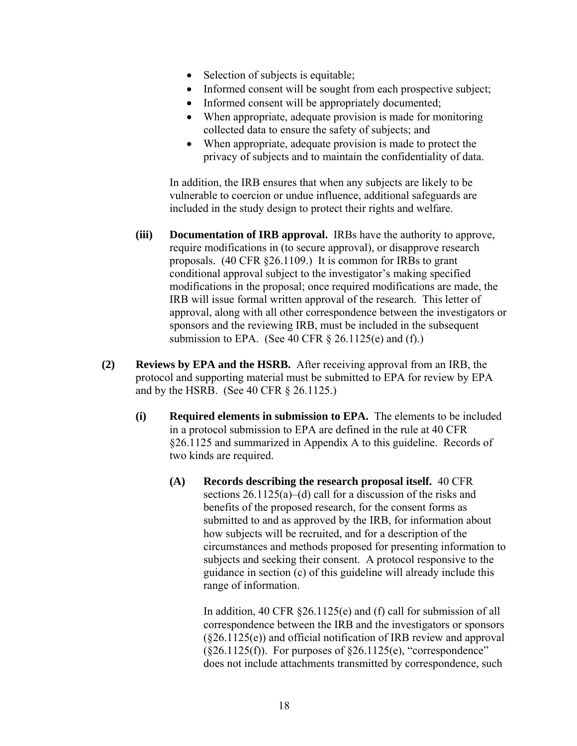- Selection of subjects is equitable;
- Informed consent will be sought from each prospective subject;
- Informed consent will be appropriately documented;
- When appropriate, adequate provision is made for monitoring collected data to ensure the safety of subjects; and
- When appropriate, adequate provision is made to protect the privacy of subjects and to maintain the confidentiality of data.

In addition, the IRB ensures that when any subjects are likely to be vulnerable to coercion or undue influence, additional safeguards are included in the study design to protect their rights and welfare.

**(iii) Documentation of IRB approval.** IRBs have the authority to approve, require modifications in (to secure approval), or disapprove research proposals. (40 CFR §26.1109.) It is common for IRBs to grant conditional approval subject to the investigator's making specified modifications in the proposal; once required modifications are made, the IRB will issue formal written approval of the research. This letter of approval, along with all other correspondence between the investigators or sponsors and the reviewing IRB, must be included in the subsequent submission to EPA. (See 40 CFR § 26.1125(e) and (f).)

**(2) Reviews by EPA and the HSRB.** After receiving approval from an IRB, the protocol and supporting material must be submitted to EPA for review by EPA and by the HSRB. (See 40 CFR § 26.1125.)

**(i) Required elements in submission to EPA.** The elements to be included in a protocol submission to EPA are defined in the rule at 40 CFR §26.1125 and summarized in Appendix A to this guideline. Records of two kinds are required.

**(A) Records describing the research proposal itself.** 40 CFR sections 26.1125(a)–(d) call for a discussion of the risks and benefits of the proposed research, for the consent forms as submitted to and as approved by the IRB, for information about how subjects will be recruited, and for a description of the circumstances and methods proposed for presenting information to subjects and seeking their consent. A protocol responsive to the guidance in section (c) of this guideline will already include this range of information.

In addition, 40 CFR §26.1125(e) and (f) call for submission of all correspondence between the IRB and the investigators or sponsors (§26.1125(e)) and official notification of IRB review and approval (§26.1125(f)). For purposes of §26.1125(e), "correspondence" does not include attachments transmitted by correspondence, such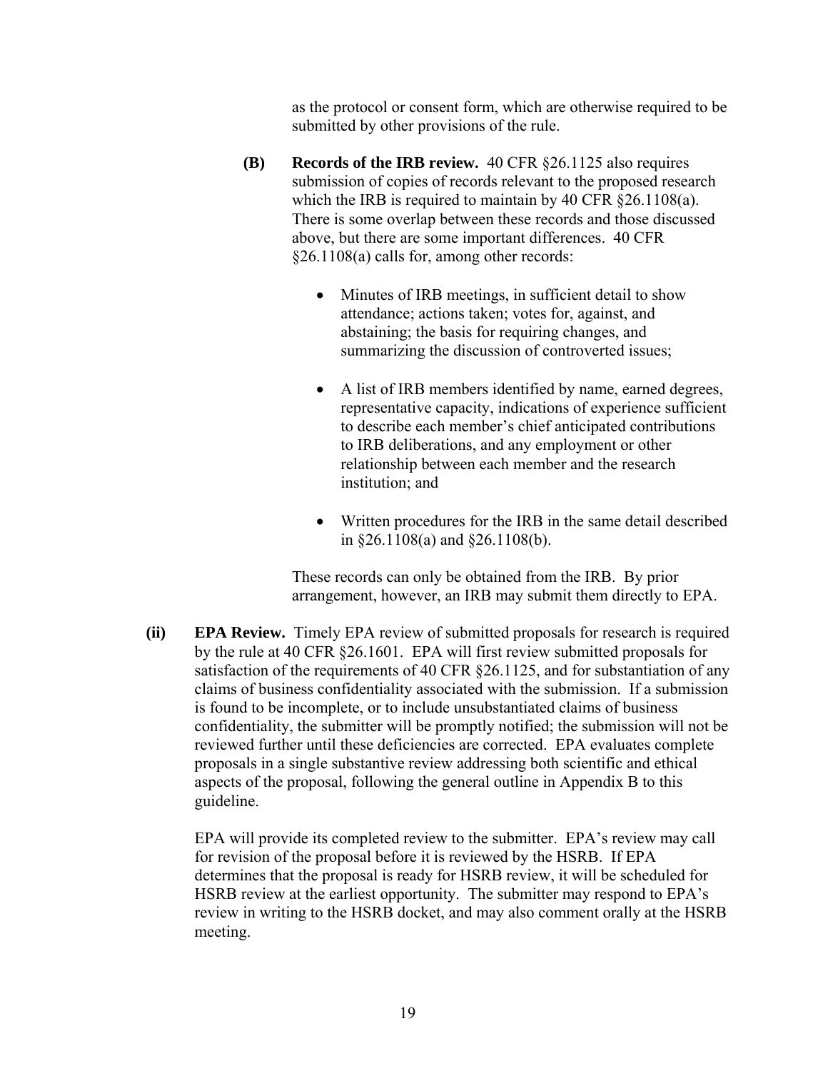as the protocol or consent form, which are otherwise required to be submitted by other provisions of the rule.

**(B) Records of the IRB review.** 40 CFR §26.1125 also requires submission of copies of records relevant to the proposed research which the IRB is required to maintain by 40 CFR §26.1108(a). There is some overlap between these records and those discussed above, but there are some important differences. 40 CFR §26.1108(a) calls for, among other records:

- Minutes of IRB meetings, in sufficient detail to show attendance; actions taken; votes for, against, and abstaining; the basis for requiring changes, and summarizing the discussion of controverted issues;
- A list of IRB members identified by name, earned degrees, representative capacity, indications of experience sufficient to describe each member's chief anticipated contributions to IRB deliberations, and any employment or other relationship between each member and the research institution; and
- Written procedures for the IRB in the same detail described in §26.1108(a) and §26.1108(b).

These records can only be obtained from the IRB. By prior arrangement, however, an IRB may submit them directly to EPA.

**(ii) EPA Review.** Timely EPA review of submitted proposals for research is required by the rule at 40 CFR §26.1601. EPA will first review submitted proposals for satisfaction of the requirements of 40 CFR §26.1125, and for substantiation of any claims of business confidentiality associated with the submission. If a submission is found to be incomplete, or to include unsubstantiated claims of business confidentiality, the submitter will be promptly notified; the submission will not be reviewed further until these deficiencies are corrected. EPA evaluates complete proposals in a single substantive review addressing both scientific and ethical aspects of the proposal, following the general outline in Appendix B to this guideline.

EPA will provide its completed review to the submitter. EPA's review may call for revision of the proposal before it is reviewed by the HSRB. If EPA determines that the proposal is ready for HSRB review, it will be scheduled for HSRB review at the earliest opportunity. The submitter may respond to EPA's review in writing to the HSRB docket, and may also comment orally at the HSRB meeting.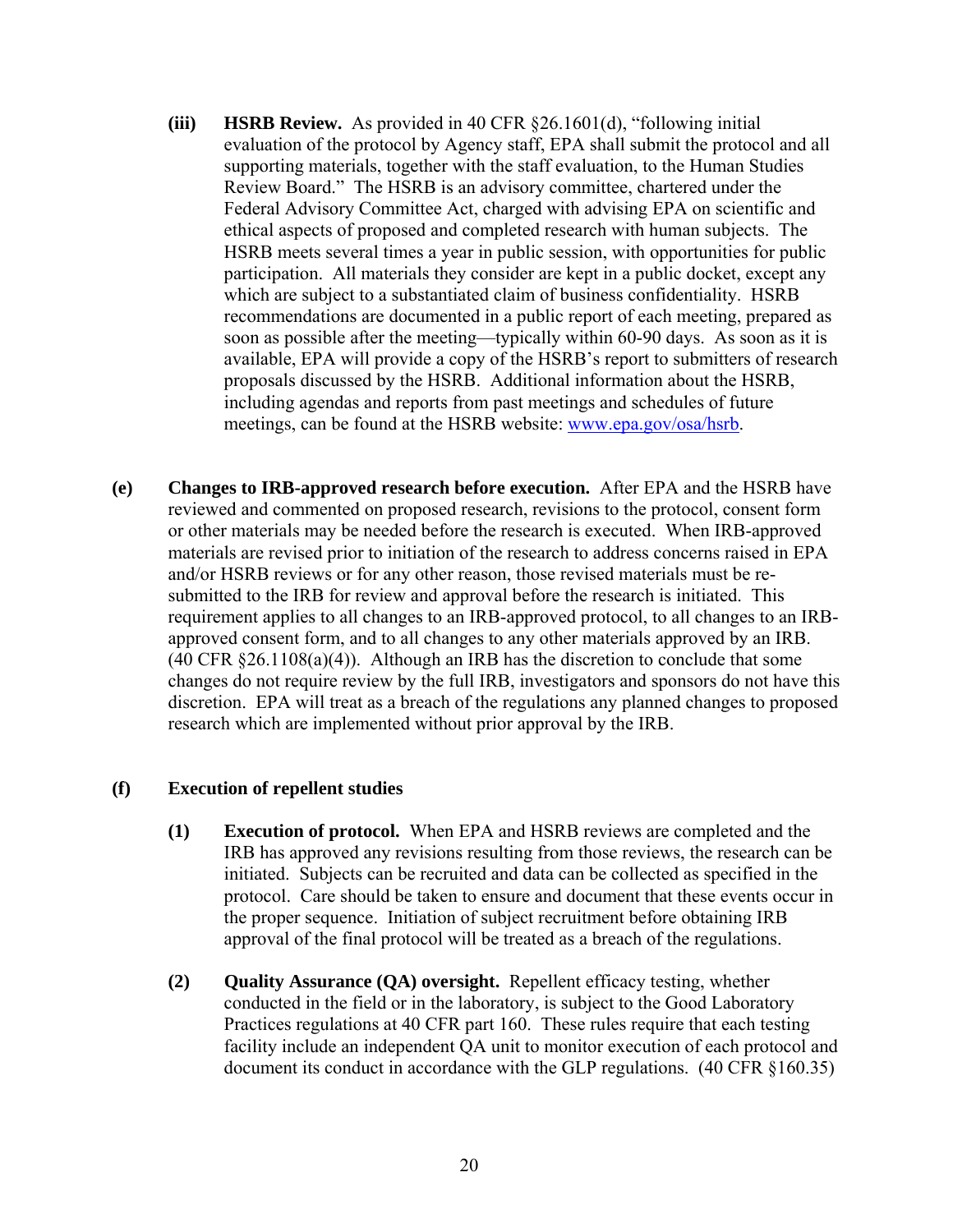**(iii) HSRB Review.** As provided in 40 CFR §26.1601(d), "following initial evaluation of the protocol by Agency staff, EPA shall submit the protocol and all supporting materials, together with the staff evaluation, to the Human Studies Review Board." The HSRB is an advisory committee, chartered under the Federal Advisory Committee Act, charged with advising EPA on scientific and ethical aspects of proposed and completed research with human subjects. The HSRB meets several times a year in public session, with opportunities for public participation. All materials they consider are kept in a public docket, except any which are subject to a substantiated claim of business confidentiality. HSRB recommendations are documented in a public report of each meeting, prepared as soon as possible after the meeting—typically within 60-90 days. As soon as it is available, EPA will provide a copy of the HSRB's report to submitters of research proposals discussed by the HSRB. Additional information about the HSRB, including agendas and reports from past meetings and schedules of future meetings, can be found at the HSRB website: www.epa.gov/osa/hsrb.

**(e) Changes to IRB-approved research before execution.** After EPA and the HSRB have reviewed and commented on proposed research, revisions to the protocol, consent form or other materials may be needed before the research is executed. When IRB-approved materials are revised prior to initiation of the research to address concerns raised in EPA and/or HSRB reviews or for any other reason, those revised materials must be re-submitted to the IRB for review and approval before the research is initiated. This requirement applies to all changes to an IRB-approved protocol, to all changes to an IRB-approved consent form, and to all changes to any other materials approved by an IRB. (40 CFR §26.1108(a)(4)). Although an IRB has the discretion to conclude that some changes do not require review by the full IRB, investigators and sponsors do not have this discretion. EPA will treat as a breach of the regulations any planned changes to proposed research which are implemented without prior approval by the IRB.

**(f) Execution of repellent studies**

**(1) Execution of protocol.** When EPA and HSRB reviews are completed and the IRB has approved any revisions resulting from those reviews, the research can be initiated. Subjects can be recruited and data can be collected as specified in the protocol. Care should be taken to ensure and document that these events occur in the proper sequence. Initiation of subject recruitment before obtaining IRB approval of the final protocol will be treated as a breach of the regulations.

**(2) Quality Assurance (QA) oversight.** Repellent efficacy testing, whether conducted in the field or in the laboratory, is subject to the Good Laboratory Practices regulations at 40 CFR part 160. These rules require that each testing facility include an independent QA unit to monitor execution of each protocol and document its conduct in accordance with the GLP regulations. (40 CFR §160.35)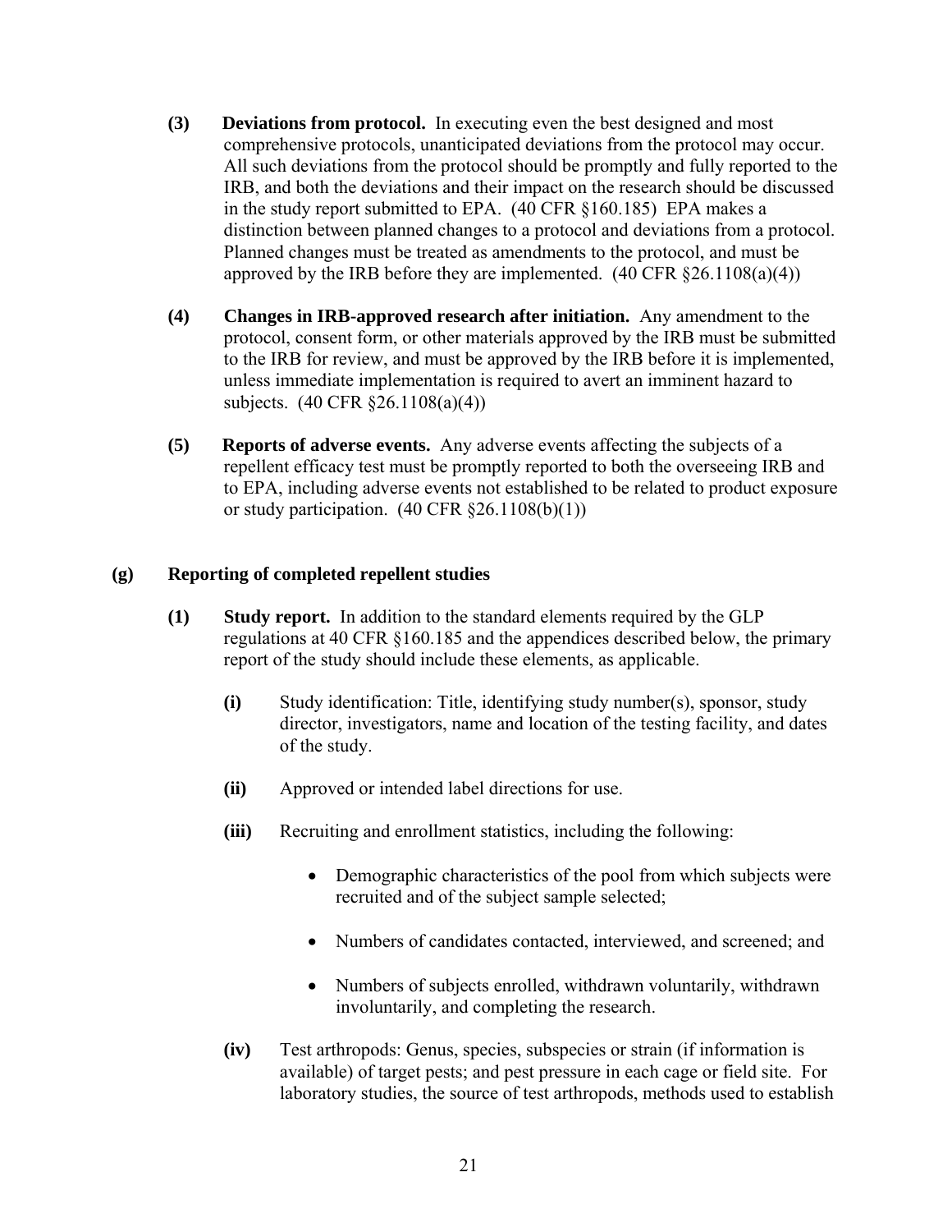**(3) Deviations from protocol.** In executing even the best designed and most comprehensive protocols, unanticipated deviations from the protocol may occur. All such deviations from the protocol should be promptly and fully reported to the IRB, and both the deviations and their impact on the research should be discussed in the study report submitted to EPA. (40 CFR §160.185) EPA makes a distinction between planned changes to a protocol and deviations from a protocol. Planned changes must be treated as amendments to the protocol, and must be approved by the IRB before they are implemented. (40 CFR §26.1108(a)(4))

**(4) Changes in IRB-approved research after initiation.** Any amendment to the protocol, consent form, or other materials approved by the IRB must be submitted to the IRB for review, and must be approved by the IRB before it is implemented, unless immediate implementation is required to avert an imminent hazard to subjects. (40 CFR §26.1108(a)(4))

**(5) Reports of adverse events.** Any adverse events affecting the subjects of a repellent efficacy test must be promptly reported to both the overseeing IRB and to EPA, including adverse events not established to be related to product exposure or study participation. (40 CFR §26.1108(b)(1))

## (g) Reporting of completed repellent studies

**(1) Study report.** In addition to the standard elements required by the GLP regulations at 40 CFR §160.185 and the appendices described below, the primary report of the study should include these elements, as applicable.

**(i)** Study identification: Title, identifying study number(s), sponsor, study director, investigators, name and location of the testing facility, and dates of the study.

**(ii)** Approved or intended label directions for use.

**(iii)** Recruiting and enrollment statistics, including the following:

- Demographic characteristics of the pool from which subjects were recruited and of the subject sample selected;
- Numbers of candidates contacted, interviewed, and screened; and
- Numbers of subjects enrolled, withdrawn voluntarily, withdrawn involuntarily, and completing the research.

**(iv)** Test arthropods: Genus, species, subspecies or strain (if information is available) of target pests; and pest pressure in each cage or field site. For laboratory studies, the source of test arthropods, methods used to establish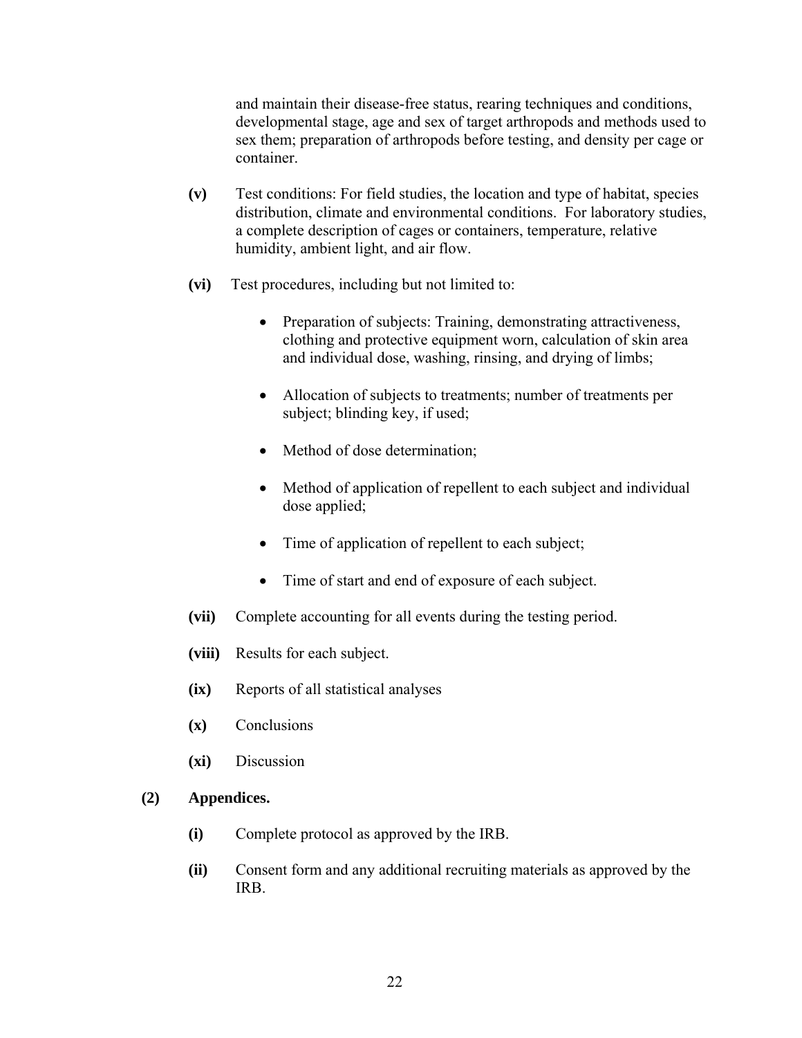and maintain their disease-free status, rearing techniques and conditions, developmental stage, age and sex of target arthropods and methods used to sex them; preparation of arthropods before testing, and density per cage or container.

**(v)** Test conditions: For field studies, the location and type of habitat, species distribution, climate and environmental conditions. For laboratory studies, a complete description of cages or containers, temperature, relative humidity, ambient light, and air flow.

**(vi)** Test procedures, including but not limited to:

- Preparation of subjects: Training, demonstrating attractiveness, clothing and protective equipment worn, calculation of skin area and individual dose, washing, rinsing, and drying of limbs;
- Allocation of subjects to treatments; number of treatments per subject; blinding key, if used;
- Method of dose determination;
- Method of application of repellent to each subject and individual dose applied;
- Time of application of repellent to each subject;
- Time of start and end of exposure of each subject.

**(vii)** Complete accounting for all events during the testing period.

**(viii)** Results for each subject.

**(ix)** Reports of all statistical analyses

**(x)** Conclusions

**(xi)** Discussion

**(2) Appendices.**

**(i)** Complete protocol as approved by the IRB.

**(ii)** Consent form and any additional recruiting materials as approved by the IRB.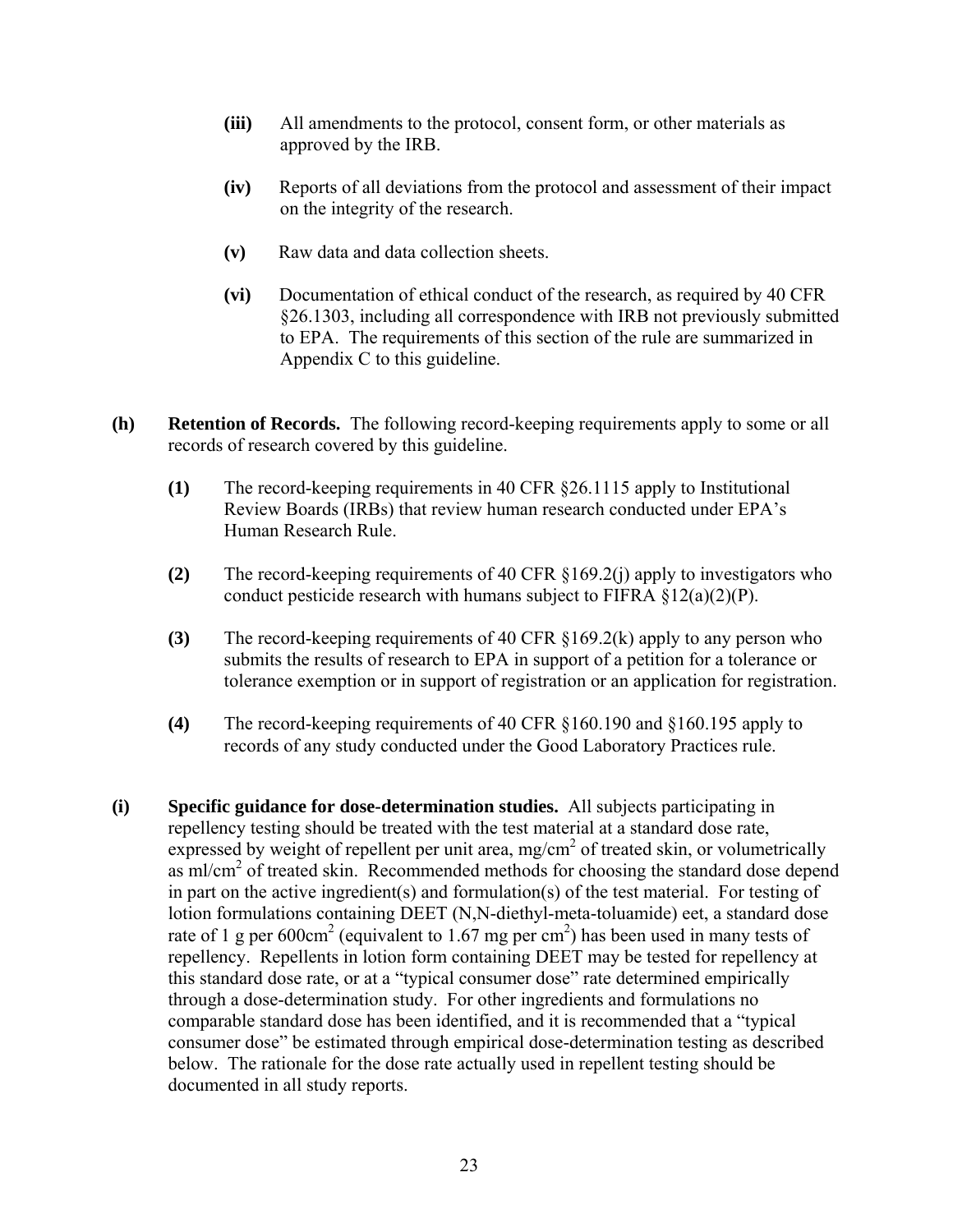**(iii)** All amendments to the protocol, consent form, or other materials as approved by the IRB.

**(iv)** Reports of all deviations from the protocol and assessment of their impact on the integrity of the research.

**(v)** Raw data and data collection sheets.

**(vi)** Documentation of ethical conduct of the research, as required by 40 CFR §26.1303, including all correspondence with IRB not previously submitted to EPA. The requirements of this section of the rule are summarized in Appendix C to this guideline.

**(h) Retention of Records.** The following record-keeping requirements apply to some or all records of research covered by this guideline.

**(1)** The record-keeping requirements in 40 CFR §26.1115 apply to Institutional Review Boards (IRBs) that review human research conducted under EPA's Human Research Rule.

**(2)** The record-keeping requirements of 40 CFR §169.2(j) apply to investigators who conduct pesticide research with humans subject to FIFRA §12(a)(2)(P).

**(3)** The record-keeping requirements of 40 CFR §169.2(k) apply to any person who submits the results of research to EPA in support of a petition for a tolerance or tolerance exemption or in support of registration or an application for registration.

**(4)** The record-keeping requirements of 40 CFR §160.190 and §160.195 apply to records of any study conducted under the Good Laboratory Practices rule.

**(i) Specific guidance for dose-determination studies.** All subjects participating in repellency testing should be treated with the test material at a standard dose rate, expressed by weight of repellent per unit area, $mg/cm^2$ of treated skin, or volumetrically as $ml/cm^2$ of treated skin. Recommended methods for choosing the standard dose depend in part on the active ingredient(s) and formulation(s) of the test material. For testing of lotion formulations containing DEET (N,N-diethyl-meta-toluamide) eet, a standard dose rate of 1 g per $600cm^2$ (equivalent to 1.67 mg per $cm^2$) has been used in many tests of repellency. Repellents in lotion form containing DEET may be tested for repellency at this standard dose rate, or at a "typical consumer dose" rate determined empirically through a dose-determination study. For other ingredients and formulations no comparable standard dose has been identified, and it is recommended that a "typical consumer dose" be estimated through empirical dose-determination testing as described below. The rationale for the dose rate actually used in repellent testing should be documented in all study reports.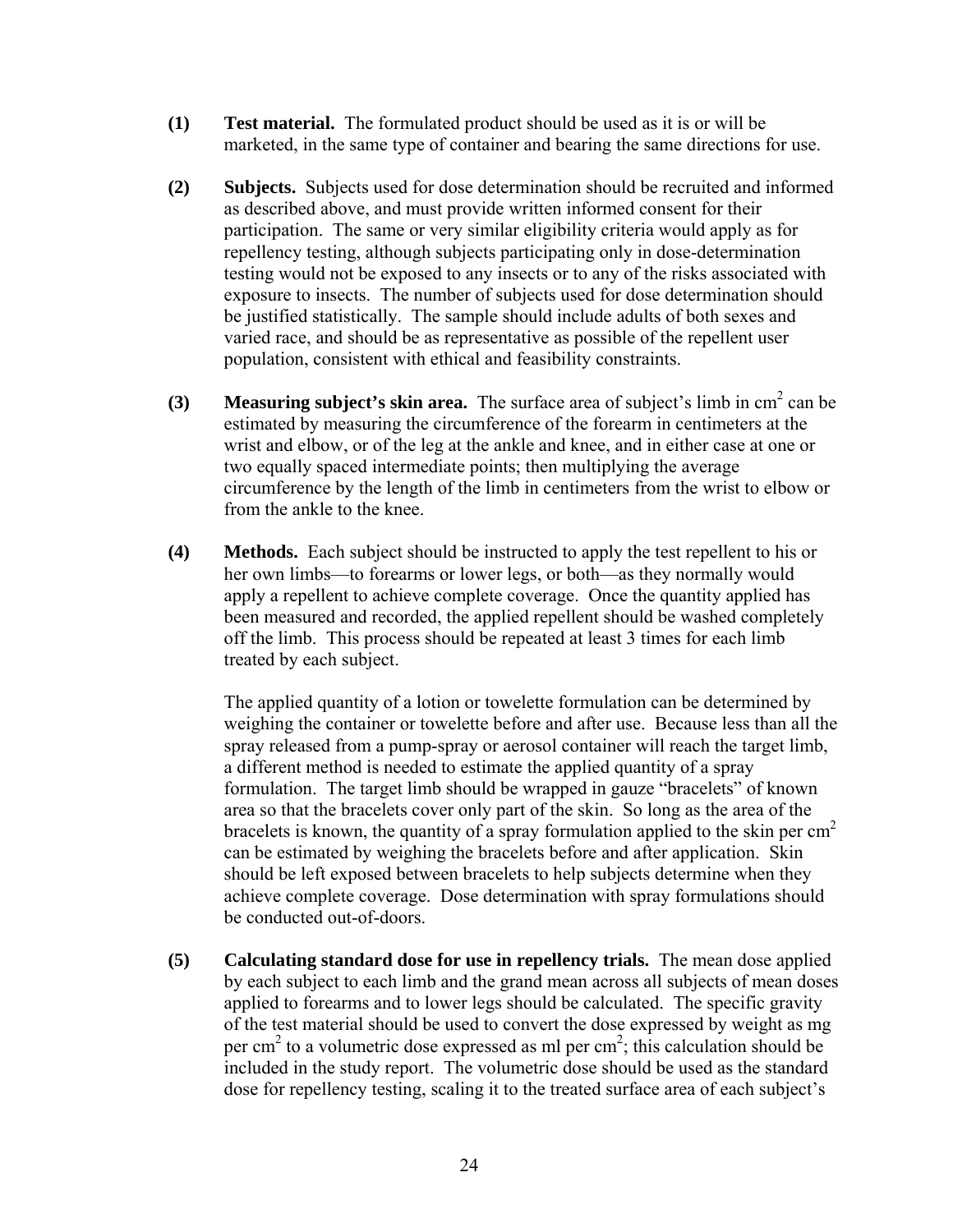**(1) Test material.** The formulated product should be used as it is or will be marketed, in the same type of container and bearing the same directions for use.

**(2) Subjects.** Subjects used for dose determination should be recruited and informed as described above, and must provide written informed consent for their participation. The same or very similar eligibility criteria would apply as for repellency testing, although subjects participating only in dose-determination testing would not be exposed to any insects or to any of the risks associated with exposure to insects. The number of subjects used for dose determination should be justified statistically. The sample should include adults of both sexes and varied race, and should be as representative as possible of the repellent user population, consistent with ethical and feasibility constraints.

**(3) Measuring subject's skin area.** The surface area of subject's limb in $cm^2$ can be estimated by measuring the circumference of the forearm in centimeters at the wrist and elbow, or of the leg at the ankle and knee, and in either case at one or two equally spaced intermediate points; then multiplying the average circumference by the length of the limb in centimeters from the wrist to elbow or from the ankle to the knee.

**(4) Methods.** Each subject should be instructed to apply the test repellent to his or her own limbs—to forearms or lower legs, or both—as they normally would apply a repellent to achieve complete coverage. Once the quantity applied has been measured and recorded, the applied repellent should be washed completely off the limb. This process should be repeated at least 3 times for each limb treated by each subject.

The applied quantity of a lotion or towelette formulation can be determined by weighing the container or towelette before and after use. Because less than all the spray released from a pump-spray or aerosol container will reach the target limb, a different method is needed to estimate the applied quantity of a spray formulation. The target limb should be wrapped in gauze "bracelets" of known area so that the bracelets cover only part of the skin. So long as the area of the bracelets is known, the quantity of a spray formulation applied to the skin per $cm^2$ can be estimated by weighing the bracelets before and after application. Skin should be left exposed between bracelets to help subjects determine when they achieve complete coverage. Dose determination with spray formulations should be conducted out-of-doors.

**(5) Calculating standard dose for use in repellency trials.** The mean dose applied by each subject to each limb and the grand mean across all subjects of mean doses applied to forearms and to lower legs should be calculated. The specific gravity of the test material should be used to convert the dose expressed by weight as mg per $cm^2$ to a volumetric dose expressed as ml per $cm^2$; this calculation should be included in the study report. The volumetric dose should be used as the standard dose for repellency testing, scaling it to the treated surface area of each subject's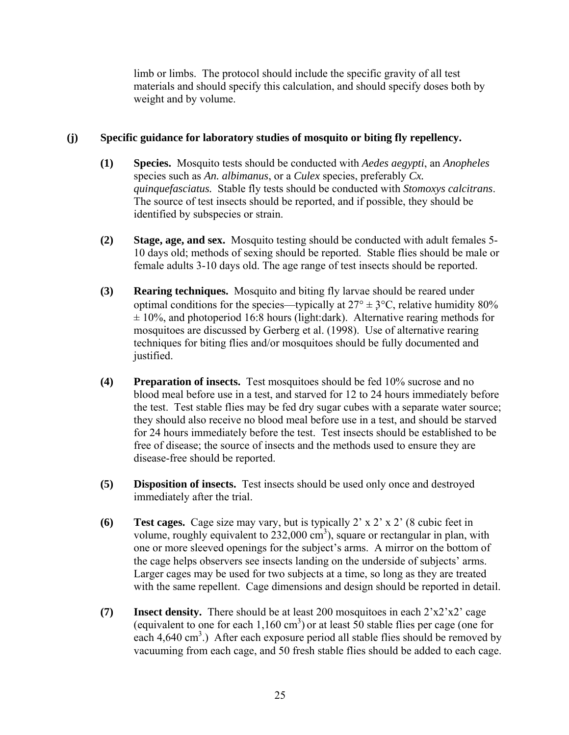limb or limbs. The protocol should include the specific gravity of all test materials and should specify this calculation, and should specify doses both by weight and by volume.

**(j) Specific guidance for laboratory studies of mosquito or biting fly repellency.**

**(1) Species.** Mosquito tests should be conducted with *Aedes aegypti*, an *Anopheles* species such as *An. albimanus*, or a *Culex* species, preferably *Cx. quinquefasciatus.* Stable fly tests should be conducted with *Stomoxys calcitrans*. The source of test insects should be reported, and if possible, they should be identified by subspecies or strain.

**(2) Stage, age, and sex.** Mosquito testing should be conducted with adult females 5-10 days old; methods of sexing should be reported. Stable flies should be male or female adults 3-10 days old. The age range of test insects should be reported.

**(3) Rearing techniques.** Mosquito and biting fly larvae should be reared under optimal conditions for the species—typically at 27° ± 3°C, relative humidity 80% ± 10%, and photoperiod 16:8 hours (light:dark). Alternative rearing methods for mosquitoes are discussed by Gerberg et al. (1998). Use of alternative rearing techniques for biting flies and/or mosquitoes should be fully documented and justified.

**(4) Preparation of insects.** Test mosquitoes should be fed 10% sucrose and no blood meal before use in a test, and starved for 12 to 24 hours immediately before the test. Test stable flies may be fed dry sugar cubes with a separate water source; they should also receive no blood meal before use in a test, and should be starved for 24 hours immediately before the test. Test insects should be established to be free of disease; the source of insects and the methods used to ensure they are disease-free should be reported.

**(5) Disposition of insects.** Test insects should be used only once and destroyed immediately after the trial.

**(6) Test cages.** Cage size may vary, but is typically 2' x 2' x 2' (8 cubic feet in volume, roughly equivalent to 232,000 $cm^3$), square or rectangular in plan, with one or more sleeved openings for the subject's arms. A mirror on the bottom of the cage helps observers see insects landing on the underside of subjects' arms. Larger cages may be used for two subjects at a time, so long as they are treated with the same repellent. Cage dimensions and design should be reported in detail.

**(7) Insect density.** There should be at least 200 mosquitoes in each 2'x2'x2' cage (equivalent to one for each 1,160 $cm^3$) or at least 50 stable flies per cage (one for each 4,640 $cm^3$.) After each exposure period all stable flies should be removed by vacuuming from each cage, and 50 fresh stable flies should be added to each cage.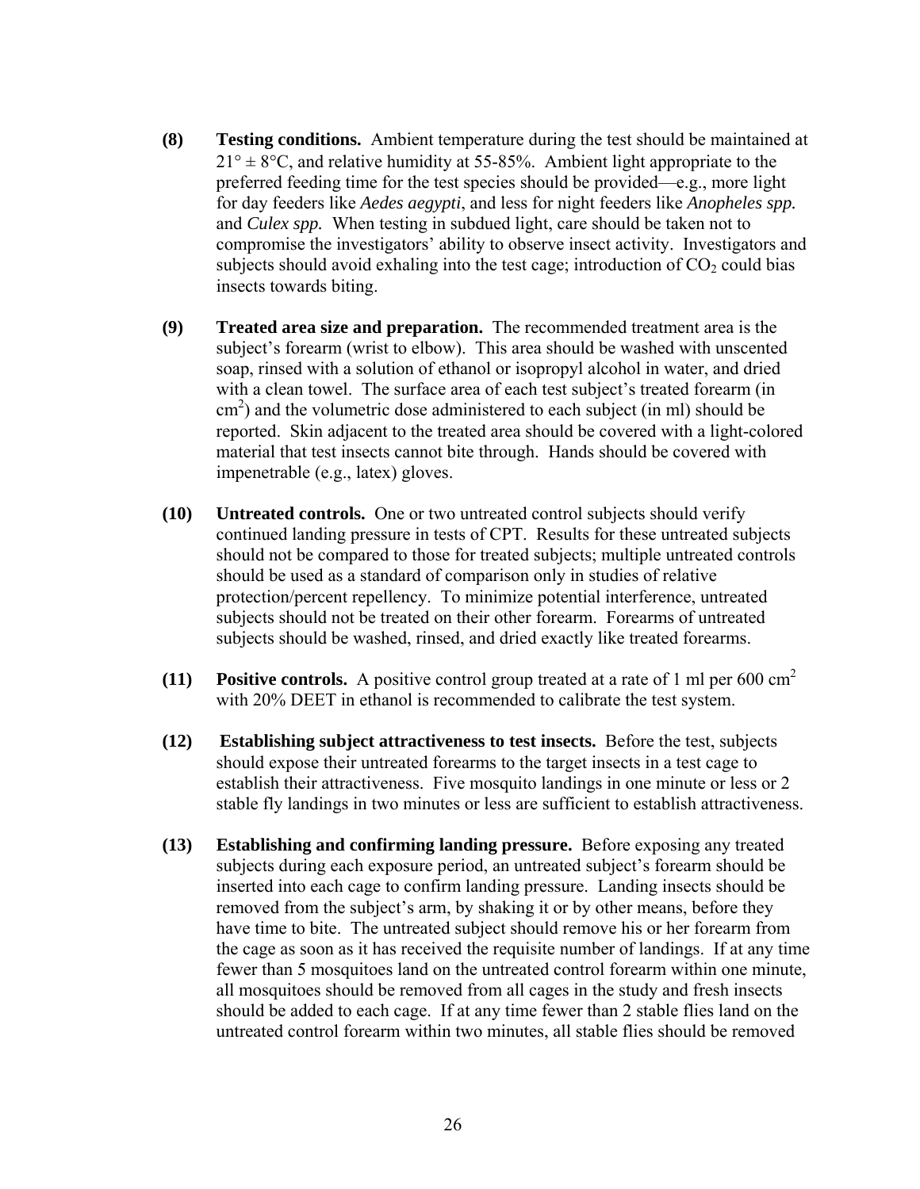**(8) Testing conditions.** Ambient temperature during the test should be maintained at $21° \pm 8°C$, and relative humidity at 55-85%. Ambient light appropriate to the preferred feeding time for the test species should be provided—e.g., more light for day feeders like *Aedes aegypti*, and less for night feeders like *Anopheles spp.* and *Culex spp.* When testing in subdued light, care should be taken not to compromise the investigators' ability to observe insect activity. Investigators and subjects should avoid exhaling into the test cage; introduction of $CO_2$ could bias insects towards biting.

**(9) Treated area size and preparation.** The recommended treatment area is the subject's forearm (wrist to elbow). This area should be washed with unscented soap, rinsed with a solution of ethanol or isopropyl alcohol in water, and dried with a clean towel. The surface area of each test subject's treated forearm (in $cm^2$) and the volumetric dose administered to each subject (in ml) should be reported. Skin adjacent to the treated area should be covered with a light-colored material that test insects cannot bite through. Hands should be covered with impenetrable (e.g., latex) gloves.

**(10) Untreated controls.** One or two untreated control subjects should verify continued landing pressure in tests of CPT. Results for these untreated subjects should not be compared to those for treated subjects; multiple untreated controls should be used as a standard of comparison only in studies of relative protection/percent repellency. To minimize potential interference, untreated subjects should not be treated on their other forearm. Forearms of untreated subjects should be washed, rinsed, and dried exactly like treated forearms.

**(11) Positive controls.** A positive control group treated at a rate of 1 ml per 600 $cm^2$ with 20% DEET in ethanol is recommended to calibrate the test system.

**(12) Establishing subject attractiveness to test insects.** Before the test, subjects should expose their untreated forearms to the target insects in a test cage to establish their attractiveness. Five mosquito landings in one minute or less or 2 stable fly landings in two minutes or less are sufficient to establish attractiveness.

**(13) Establishing and confirming landing pressure.** Before exposing any treated subjects during each exposure period, an untreated subject's forearm should be inserted into each cage to confirm landing pressure. Landing insects should be removed from the subject's arm, by shaking it or by other means, before they have time to bite. The untreated subject should remove his or her forearm from the cage as soon as it has received the requisite number of landings. If at any time fewer than 5 mosquitoes land on the untreated control forearm within one minute, all mosquitoes should be removed from all cages in the study and fresh insects should be added to each cage. If at any time fewer than 2 stable flies land on the untreated control forearm within two minutes, all stable flies should be removed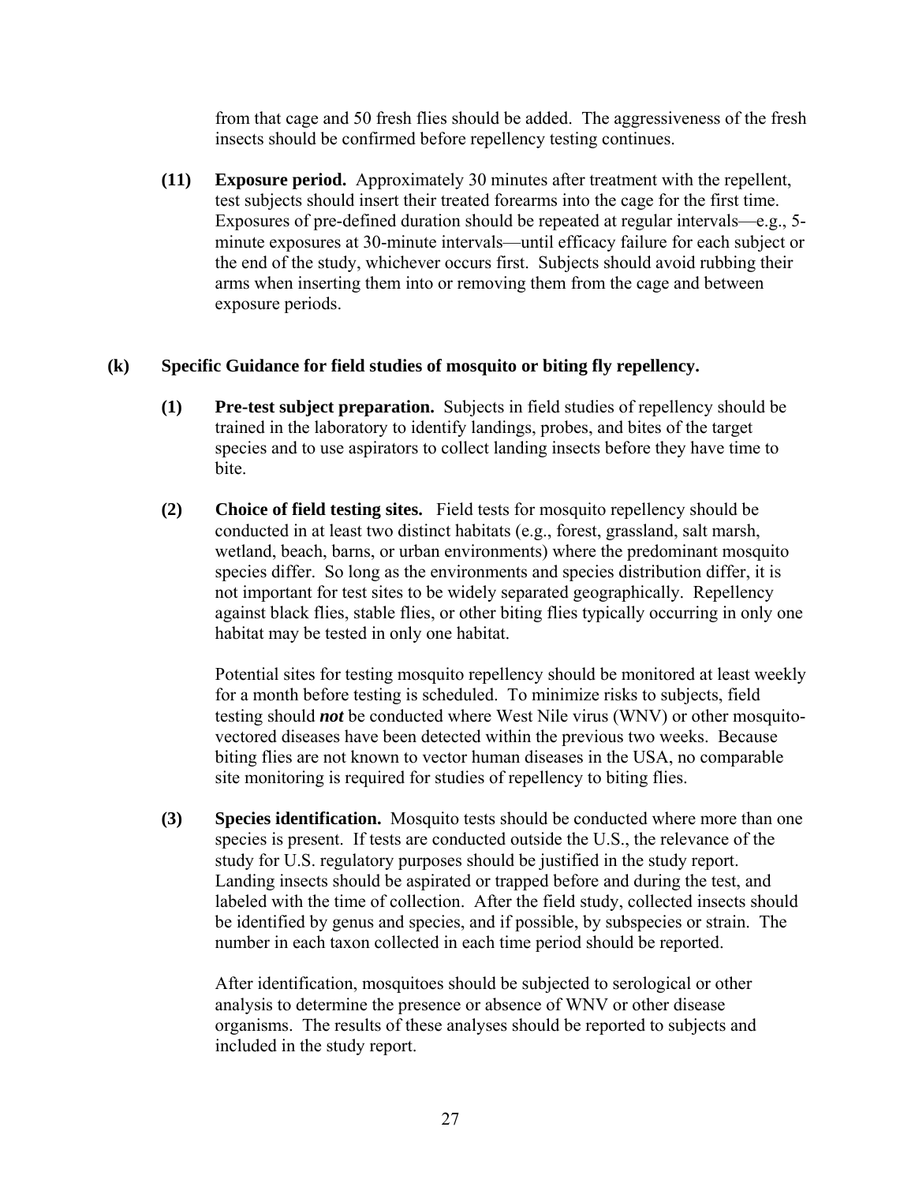from that cage and 50 fresh flies should be added. The aggressiveness of the fresh insects should be confirmed before repellency testing continues.

**(11) Exposure period.** Approximately 30 minutes after treatment with the repellent, test subjects should insert their treated forearms into the cage for the first time. Exposures of pre-defined duration should be repeated at regular intervals—e.g., 5-minute exposures at 30-minute intervals—until efficacy failure for each subject or the end of the study, whichever occurs first. Subjects should avoid rubbing their arms when inserting them into or removing them from the cage and between exposure periods.

**(k) Specific Guidance for field studies of mosquito or biting fly repellency.**

**(1) Pre-test subject preparation.** Subjects in field studies of repellency should be trained in the laboratory to identify landings, probes, and bites of the target species and to use aspirators to collect landing insects before they have time to bite.

**(2) Choice of field testing sites.** Field tests for mosquito repellency should be conducted in at least two distinct habitats (e.g., forest, grassland, salt marsh, wetland, beach, barns, or urban environments) where the predominant mosquito species differ. So long as the environments and species distribution differ, it is not important for test sites to be widely separated geographically. Repellency against black flies, stable flies, or other biting flies typically occurring in only one habitat may be tested in only one habitat.

Potential sites for testing mosquito repellency should be monitored at least weekly for a month before testing is scheduled. To minimize risks to subjects, field testing should ***not*** be conducted where West Nile virus (WNV) or other mosquito-vectored diseases have been detected within the previous two weeks. Because biting flies are not known to vector human diseases in the USA, no comparable site monitoring is required for studies of repellency to biting flies.

**(3) Species identification.** Mosquito tests should be conducted where more than one species is present. If tests are conducted outside the U.S., the relevance of the study for U.S. regulatory purposes should be justified in the study report. Landing insects should be aspirated or trapped before and during the test, and labeled with the time of collection. After the field study, collected insects should be identified by genus and species, and if possible, by subspecies or strain. The number in each taxon collected in each time period should be reported.

After identification, mosquitoes should be subjected to serological or other analysis to determine the presence or absence of WNV or other disease organisms. The results of these analyses should be reported to subjects and included in the study report.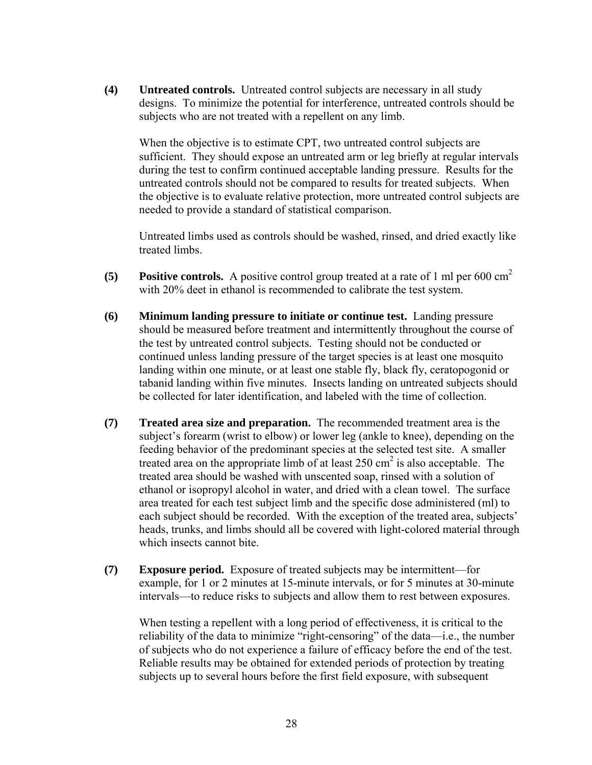**(4) Untreated controls.** Untreated control subjects are necessary in all study designs. To minimize the potential for interference, untreated controls should be subjects who are not treated with a repellent on any limb.

When the objective is to estimate CPT, two untreated control subjects are sufficient. They should expose an untreated arm or leg briefly at regular intervals during the test to confirm continued acceptable landing pressure. Results for the untreated controls should not be compared to results for treated subjects. When the objective is to evaluate relative protection, more untreated control subjects are needed to provide a standard of statistical comparison.

Untreated limbs used as controls should be washed, rinsed, and dried exactly like treated limbs.

**(5) Positive controls.** A positive control group treated at a rate of 1 ml per 600 $cm^2$ with 20% deet in ethanol is recommended to calibrate the test system.

**(6) Minimum landing pressure to initiate or continue test.** Landing pressure should be measured before treatment and intermittently throughout the course of the test by untreated control subjects. Testing should not be conducted or continued unless landing pressure of the target species is at least one mosquito landing within one minute, or at least one stable fly, black fly, ceratopogonid or tabanid landing within five minutes. Insects landing on untreated subjects should be collected for later identification, and labeled with the time of collection.

**(7) Treated area size and preparation.** The recommended treatment area is the subject's forearm (wrist to elbow) or lower leg (ankle to knee), depending on the feeding behavior of the predominant species at the selected test site. A smaller treated area on the appropriate limb of at least 250 $cm^2$ is also acceptable. The treated area should be washed with unscented soap, rinsed with a solution of ethanol or isopropyl alcohol in water, and dried with a clean towel. The surface area treated for each test subject limb and the specific dose administered (ml) to each subject should be recorded. With the exception of the treated area, subjects' heads, trunks, and limbs should all be covered with light-colored material through which insects cannot bite.

**(7) Exposure period.** Exposure of treated subjects may be intermittent—for example, for 1 or 2 minutes at 15-minute intervals, or for 5 minutes at 30-minute intervals—to reduce risks to subjects and allow them to rest between exposures.

When testing a repellent with a long period of effectiveness, it is critical to the reliability of the data to minimize "right-censoring" of the data—i.e., the number of subjects who do not experience a failure of efficacy before the end of the test. Reliable results may be obtained for extended periods of protection by treating subjects up to several hours before the first field exposure, with subsequent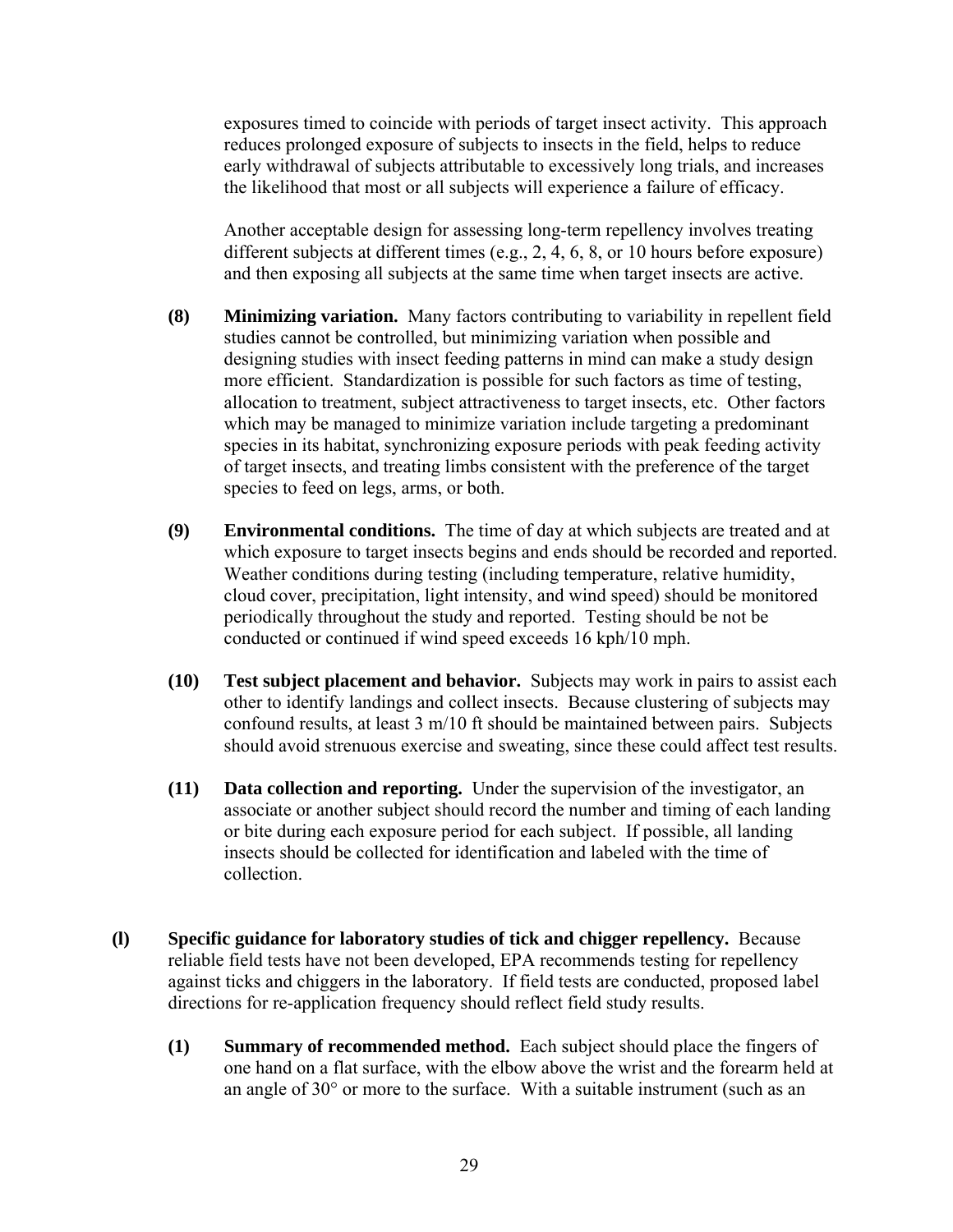exposures timed to coincide with periods of target insect activity. This approach reduces prolonged exposure of subjects to insects in the field, helps to reduce early withdrawal of subjects attributable to excessively long trials, and increases the likelihood that most or all subjects will experience a failure of efficacy.

Another acceptable design for assessing long-term repellency involves treating different subjects at different times (e.g., 2, 4, 6, 8, or 10 hours before exposure) and then exposing all subjects at the same time when target insects are active.

**(8) Minimizing variation.** Many factors contributing to variability in repellent field studies cannot be controlled, but minimizing variation when possible and designing studies with insect feeding patterns in mind can make a study design more efficient. Standardization is possible for such factors as time of testing, allocation to treatment, subject attractiveness to target insects, etc. Other factors which may be managed to minimize variation include targeting a predominant species in its habitat, synchronizing exposure periods with peak feeding activity of target insects, and treating limbs consistent with the preference of the target species to feed on legs, arms, or both.

**(9) Environmental conditions.** The time of day at which subjects are treated and at which exposure to target insects begins and ends should be recorded and reported. Weather conditions during testing (including temperature, relative humidity, cloud cover, precipitation, light intensity, and wind speed) should be monitored periodically throughout the study and reported. Testing should be not be conducted or continued if wind speed exceeds 16 kph/10 mph.

**(10) Test subject placement and behavior.** Subjects may work in pairs to assist each other to identify landings and collect insects. Because clustering of subjects may confound results, at least 3 m/10 ft should be maintained between pairs. Subjects should avoid strenuous exercise and sweating, since these could affect test results.

**(11) Data collection and reporting.** Under the supervision of the investigator, an associate or another subject should record the number and timing of each landing or bite during each exposure period for each subject. If possible, all landing insects should be collected for identification and labeled with the time of collection.

**(l) Specific guidance for laboratory studies of tick and chigger repellency.** Because reliable field tests have not been developed, EPA recommends testing for repellency against ticks and chiggers in the laboratory. If field tests are conducted, proposed label directions for re-application frequency should reflect field study results.

**(1) Summary of recommended method.** Each subject should place the fingers of one hand on a flat surface, with the elbow above the wrist and the forearm held at an angle of 30° or more to the surface. With a suitable instrument (such as an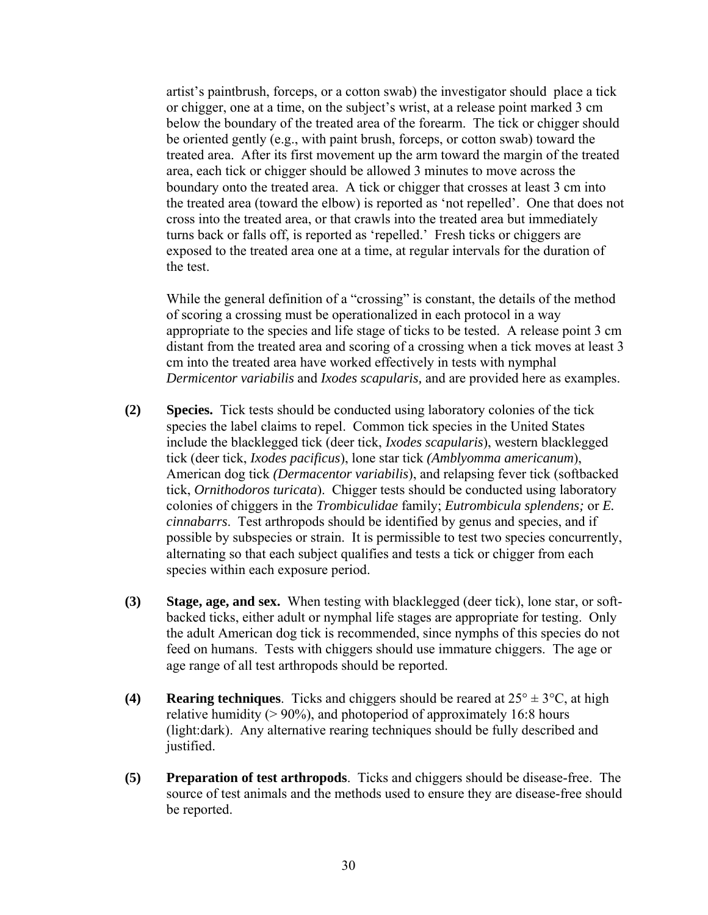artist's paintbrush, forceps, or a cotton swab) the investigator should place a tick or chigger, one at a time, on the subject's wrist, at a release point marked 3 cm below the boundary of the treated area of the forearm. The tick or chigger should be oriented gently (e.g., with paint brush, forceps, or cotton swab) toward the treated area. After its first movement up the arm toward the margin of the treated area, each tick or chigger should be allowed 3 minutes to move across the boundary onto the treated area. A tick or chigger that crosses at least 3 cm into the treated area (toward the elbow) is reported as 'not repelled'. One that does not cross into the treated area, or that crawls into the treated area but immediately turns back or falls off, is reported as 'repelled.' Fresh ticks or chiggers are exposed to the treated area one at a time, at regular intervals for the duration of the test.

While the general definition of a "crossing" is constant, the details of the method of scoring a crossing must be operationalized in each protocol in a way appropriate to the species and life stage of ticks to be tested. A release point 3 cm distant from the treated area and scoring of a crossing when a tick moves at least 3 cm into the treated area have worked effectively in tests with nymphal *Dermicentor variabilis* and *Ixodes scapularis,* and are provided here as examples.

**(2) Species.** Tick tests should be conducted using laboratory colonies of the tick species the label claims to repel. Common tick species in the United States include the blacklegged tick (deer tick, *Ixodes scapularis*), western blacklegged tick (deer tick, *Ixodes pacificus*), lone star tick *(Amblyomma americanum*), American dog tick *(Dermacentor variabilis*), and relapsing fever tick (softbacked tick, *Ornithodoros turicata*). Chigger tests should be conducted using laboratory colonies of chiggers in the *Trombiculidae* family; *Eutrombicula splendens;* or *E. cinnabarrs*. Test arthropods should be identified by genus and species, and if possible by subspecies or strain. It is permissible to test two species concurrently, alternating so that each subject qualifies and tests a tick or chigger from each species within each exposure period.

**(3) Stage, age, and sex.** When testing with blacklegged (deer tick), lone star, or soft-backed ticks, either adult or nymphal life stages are appropriate for testing. Only the adult American dog tick is recommended, since nymphs of this species do not feed on humans. Tests with chiggers should use immature chiggers. The age or age range of all test arthropods should be reported.

**(4) Rearing techniques**. Ticks and chiggers should be reared at $25° \pm 3°C$, at high relative humidity (> 90%), and photoperiod of approximately 16:8 hours (light:dark). Any alternative rearing techniques should be fully described and justified.

**(5) Preparation of test arthropods**. Ticks and chiggers should be disease-free. The source of test animals and the methods used to ensure they are disease-free should be reported.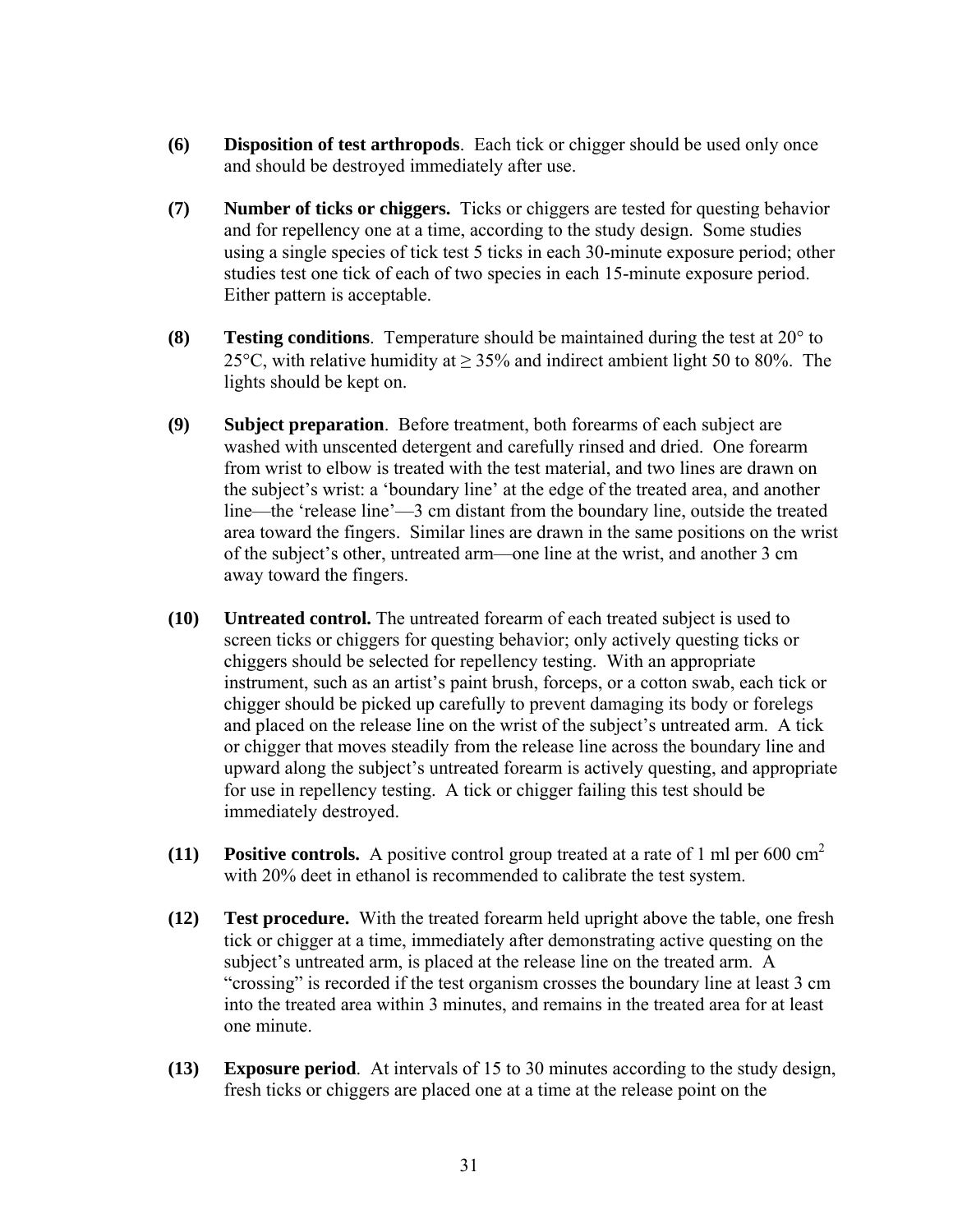**(6)** **Disposition of test arthropods**. Each tick or chigger should be used only once and should be destroyed immediately after use.

**(7)** **Number of ticks or chiggers.** Ticks or chiggers are tested for questing behavior and for repellency one at a time, according to the study design. Some studies using a single species of tick test 5 ticks in each 30-minute exposure period; other studies test one tick of each of two species in each 15-minute exposure period. Either pattern is acceptable.

**(8)** **Testing conditions**. Temperature should be maintained during the test at 20° to 25°C, with relative humidity at ≥ 35% and indirect ambient light 50 to 80%. The lights should be kept on.

**(9)** **Subject preparation**. Before treatment, both forearms of each subject are washed with unscented detergent and carefully rinsed and dried. One forearm from wrist to elbow is treated with the test material, and two lines are drawn on the subject's wrist: a 'boundary line' at the edge of the treated area, and another line—the 'release line'—3 cm distant from the boundary line, outside the treated area toward the fingers. Similar lines are drawn in the same positions on the wrist of the subject's other, untreated arm—one line at the wrist, and another 3 cm away toward the fingers.

**(10)** **Untreated control.** The untreated forearm of each treated subject is used to screen ticks or chiggers for questing behavior; only actively questing ticks or chiggers should be selected for repellency testing. With an appropriate instrument, such as an artist's paint brush, forceps, or a cotton swab, each tick or chigger should be picked up carefully to prevent damaging its body or forelegs and placed on the release line on the wrist of the subject's untreated arm. A tick or chigger that moves steadily from the release line across the boundary line and upward along the subject's untreated forearm is actively questing, and appropriate for use in repellency testing. A tick or chigger failing this test should be immediately destroyed.

**(11)** **Positive controls.** A positive control group treated at a rate of 1 ml per 600 $cm^2$ with 20% deet in ethanol is recommended to calibrate the test system.

**(12)** **Test procedure.** With the treated forearm held upright above the table, one fresh tick or chigger at a time, immediately after demonstrating active questing on the subject's untreated arm, is placed at the release line on the treated arm. A "crossing" is recorded if the test organism crosses the boundary line at least 3 cm into the treated area within 3 minutes, and remains in the treated area for at least one minute.

**(13)** **Exposure period**. At intervals of 15 to 30 minutes according to the study design, fresh ticks or chiggers are placed one at a time at the release point on the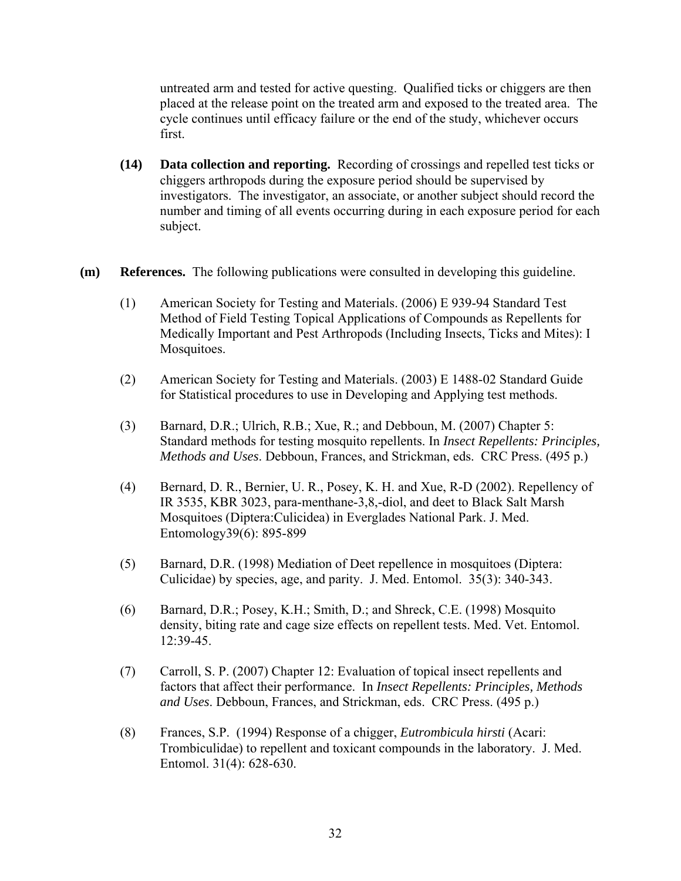untreated arm and tested for active questing. Qualified ticks or chiggers are then placed at the release point on the treated arm and exposed to the treated area. The cycle continues until efficacy failure or the end of the study, whichever occurs first.

**(14) Data collection and reporting.** Recording of crossings and repelled test ticks or chiggers arthropods during the exposure period should be supervised by investigators. The investigator, an associate, or another subject should record the number and timing of all events occurring during in each exposure period for each subject.

**(m) References.** The following publications were consulted in developing this guideline.

(1) American Society for Testing and Materials. (2006) E 939-94 Standard Test Method of Field Testing Topical Applications of Compounds as Repellents for Medically Important and Pest Arthropods (Including Insects, Ticks and Mites): I Mosquitoes.

(2) American Society for Testing and Materials. (2003) E 1488-02 Standard Guide for Statistical procedures to use in Developing and Applying test methods.

(3) Barnard, D.R.; Ulrich, R.B.; Xue, R.; and Debboun, M. (2007) Chapter 5: Standard methods for testing mosquito repellents. In *Insect Repellents: Principles, Methods and Uses*. Debboun, Frances, and Strickman, eds. CRC Press. (495 p.)

(4) Bernard, D. R., Bernier, U. R., Posey, K. H. and Xue, R-D (2002). Repellency of IR 3535, KBR 3023, para-menthane-3,8,-diol, and deet to Black Salt Marsh Mosquitoes (Diptera:Culicidea) in Everglades National Park. J. Med. Entomology39(6): 895-899

(5) Barnard, D.R. (1998) Mediation of Deet repellence in mosquitoes (Diptera: Culicidae) by species, age, and parity. J. Med. Entomol. 35(3): 340-343.

(6) Barnard, D.R.; Posey, K.H.; Smith, D.; and Shreck, C.E. (1998) Mosquito density, biting rate and cage size effects on repellent tests. Med. Vet. Entomol. 12:39-45.

(7) Carroll, S. P. (2007) Chapter 12: Evaluation of topical insect repellents and factors that affect their performance. In *Insect Repellents: Principles, Methods and Uses*. Debboun, Frances, and Strickman, eds. CRC Press. (495 p.)

(8) Frances, S.P. (1994) Response of a chigger, *Eutrombicula hirsti* (Acari: Trombiculidae) to repellent and toxicant compounds in the laboratory. J. Med. Entomol. 31(4): 628-630.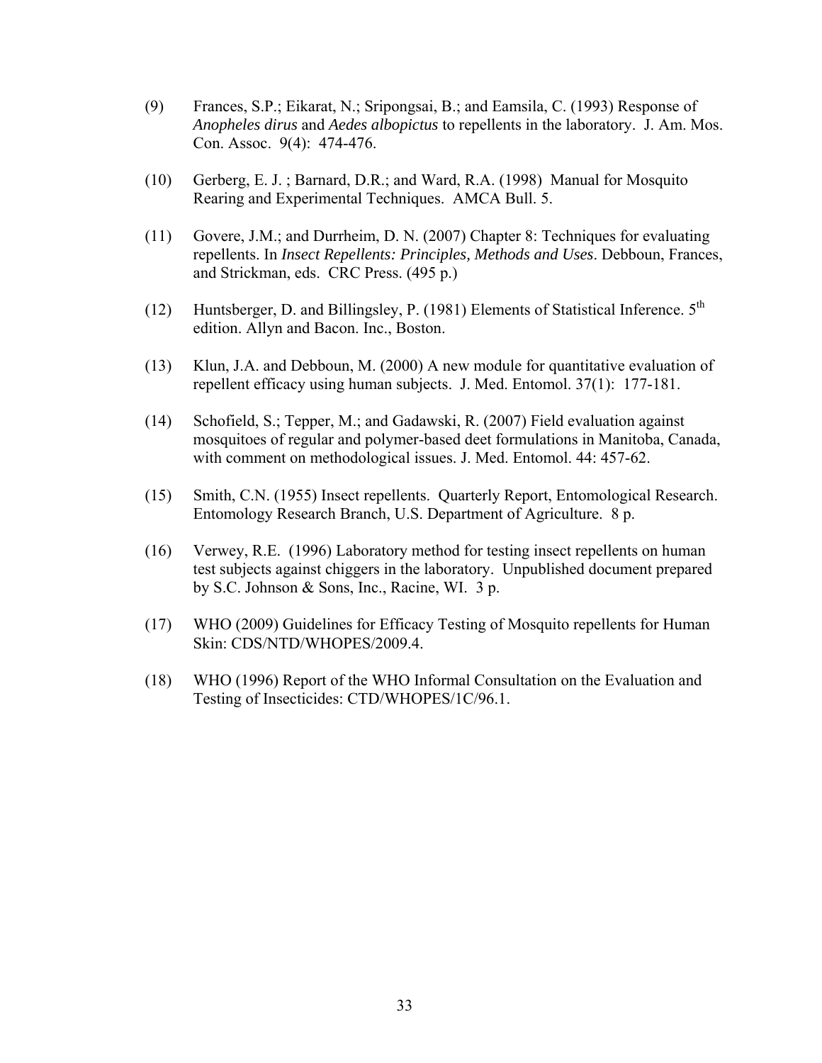(9) Frances, S.P.; Eikarat, N.; Sripongsai, B.; and Eamsila, C. (1993) Response of *Anopheles dirus* and *Aedes albopictus* to repellents in the laboratory. J. Am. Mos. Con. Assoc. 9(4): 474-476.

(10) Gerberg, E. J. ; Barnard, D.R.; and Ward, R.A. (1998) Manual for Mosquito Rearing and Experimental Techniques. AMCA Bull. 5.

(11) Govere, J.M.; and Durrheim, D. N. (2007) Chapter 8: Techniques for evaluating repellents. In *Insect Repellents: Principles, Methods and Uses*. Debboun, Frances, and Strickman, eds. CRC Press. (495 p.)

(12) Huntsberger, D. and Billingsley, P. (1981) Elements of Statistical Inference. 5th edition. Allyn and Bacon. Inc., Boston.

(13) Klun, J.A. and Debboun, M. (2000) A new module for quantitative evaluation of repellent efficacy using human subjects. J. Med. Entomol. 37(1): 177-181.

(14) Schofield, S.; Tepper, M.; and Gadawski, R. (2007) Field evaluation against mosquitoes of regular and polymer-based deet formulations in Manitoba, Canada, with comment on methodological issues. J. Med. Entomol. 44: 457-62.

(15) Smith, C.N. (1955) Insect repellents. Quarterly Report, Entomological Research. Entomology Research Branch, U.S. Department of Agriculture. 8 p.

(16) Verwey, R.E. (1996) Laboratory method for testing insect repellents on human test subjects against chiggers in the laboratory. Unpublished document prepared by S.C. Johnson & Sons, Inc., Racine, WI. 3 p.

(17) WHO (2009) Guidelines for Efficacy Testing of Mosquito repellents for Human Skin: CDS/NTD/WHOPES/2009.4.

(18) WHO (1996) Report of the WHO Informal Consultation on the Evaluation and Testing of Insecticides: CTD/WHOPES/1C/96.1.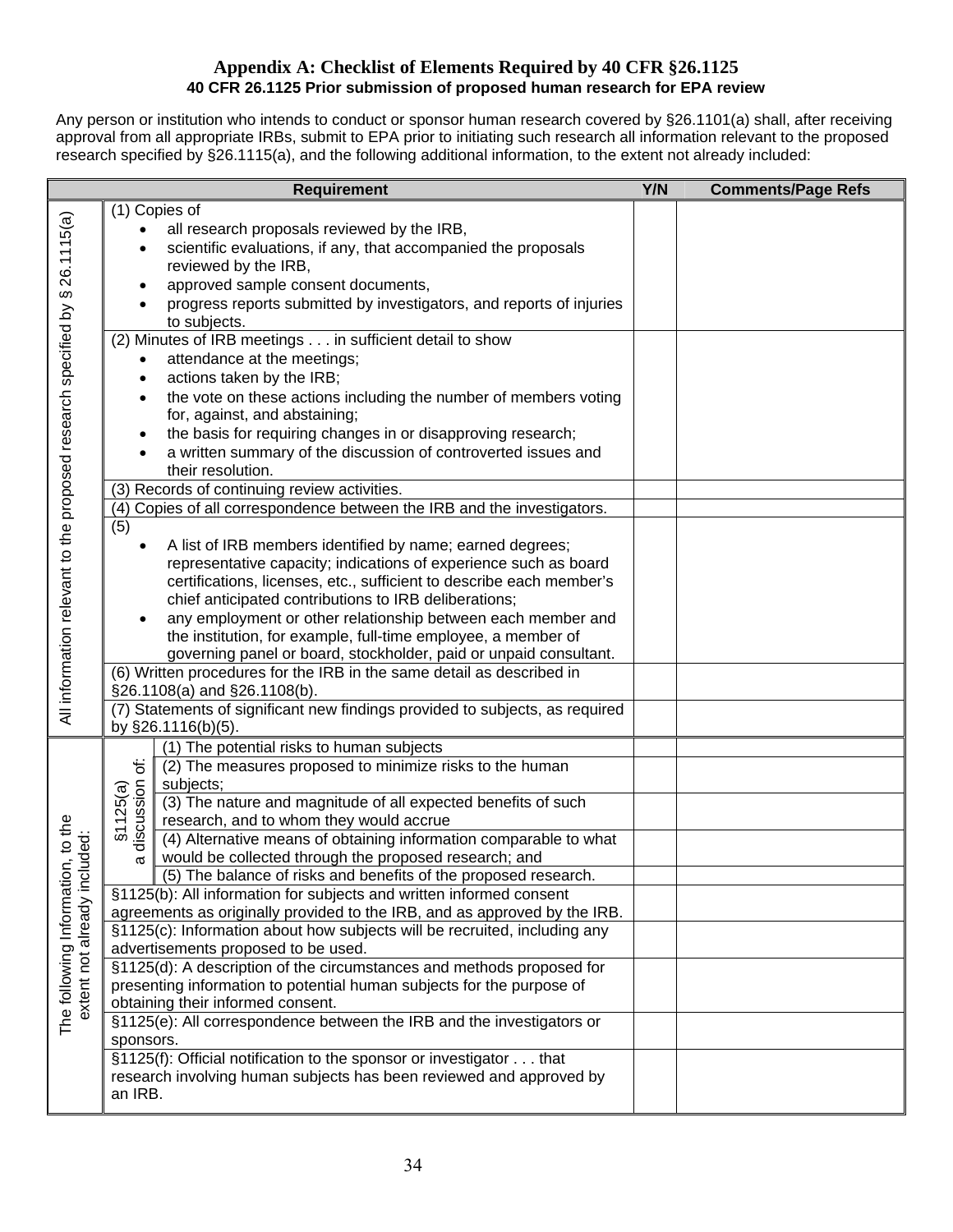## Appendix A: Checklist of Elements Required by 40 CFR §26.1125

### 40 CFR 26.1125 Prior submission of proposed human research for EPA review

Any person or institution who intends to conduct or sponsor human research covered by §26.1101(a) shall, after receiving approval from all appropriate IRBs, submit to EPA prior to initiating such research all information relevant to the proposed research specified by §26.1115(a), and the following additional information, to the extent not already included:

| | | Requirement | Y/N | Comments/Page Refs |
|---|---|---|---|---|
| All information relevant to the proposed research specified by § 26.1115(a) | | (1) Copies of<br>• all research proposals reviewed by the IRB,<br>• scientific evaluations, if any, that accompanied the proposals reviewed by the IRB,<br>• approved sample consent documents,<br>• progress reports submitted by investigators, and reports of injuries to subjects. | | |
| | | (2) Minutes of IRB meetings . . . in sufficient detail to show<br>• attendance at the meetings;<br>• actions taken by the IRB;<br>• the vote on these actions including the number of members voting for, against, and abstaining;<br>• the basis for requiring changes in or disapproving research;<br>• a written summary of the discussion of controverted issues and their resolution. | | |
| | | (3) Records of continuing review activities. | | |
| | | (4) Copies of all correspondence between the IRB and the investigators. | | |
| | | (5)<br>• A list of IRB members identified by name; earned degrees; representative capacity; indications of experience such as board certifications, licenses, etc., sufficient to describe each member's chief anticipated contributions to IRB deliberations;<br>• any employment or other relationship between each member and the institution, for example, full-time employee, a member of governing panel or board, stockholder, paid or unpaid consultant. | | |
| | | (6) Written procedures for the IRB in the same detail as described in §26.1108(a) and §26.1108(b). | | |
| | | (7) Statements of significant new findings provided to subjects, as required by §26.1116(b)(5). | | |
| The following Information, to the extent not already included: | §1125(a) a discussion of: | (1) The potential risks to human subjects | | |
| | | (2) The measures proposed to minimize risks to the human subjects; | | |
| | | (3) The nature and magnitude of all expected benefits of such research, and to whom they would accrue | | |
| | | (4) Alternative means of obtaining information comparable to what would be collected through the proposed research; and | | |
| | | (5) The balance of risks and benefits of the proposed research. | | |
| | | §1125(b): All information for subjects and written informed consent agreements as originally provided to the IRB, and as approved by the IRB. | | |
| | | §1125(c): Information about how subjects will be recruited, including any advertisements proposed to be used. | | |
| | | §1125(d): A description of the circumstances and methods proposed for presenting information to potential human subjects for the purpose of obtaining their informed consent. | | |
| | | §1125(e): All correspondence between the IRB and the investigators or sponsors. | | |
| | | §1125(f): Official notification to the sponsor or investigator . . . that research involving human subjects has been reviewed and approved by an IRB. | | |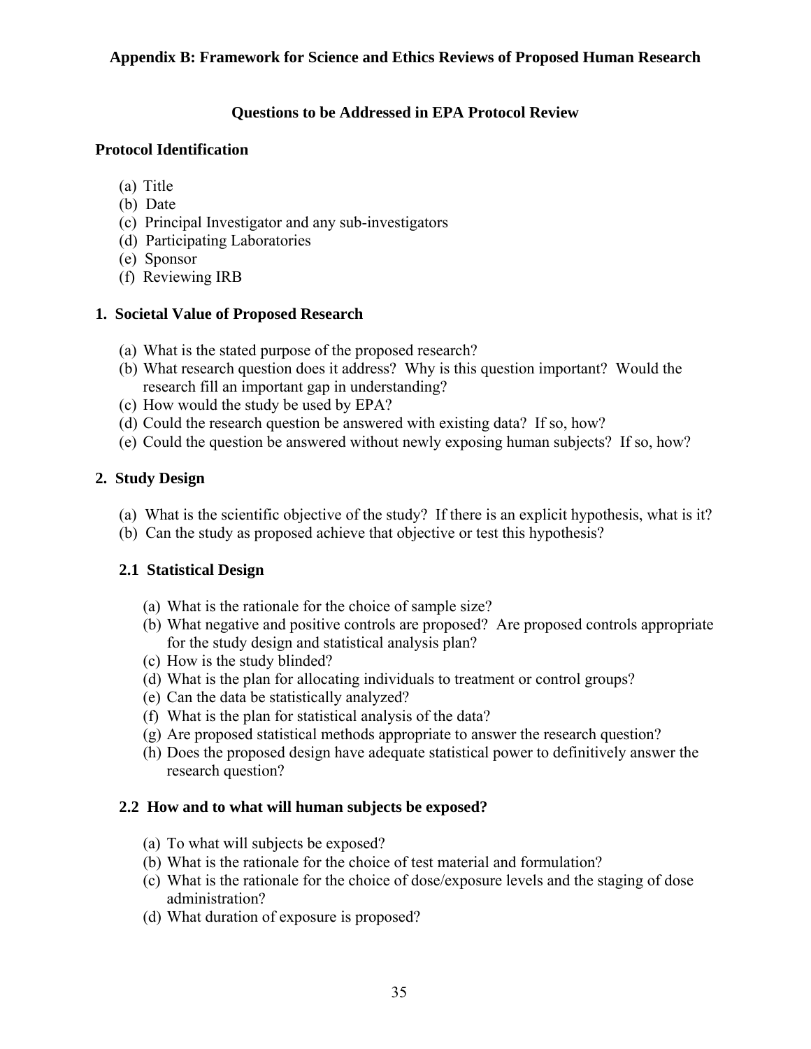## Appendix B: Framework for Science and Ethics Reviews of Proposed Human Research

### Questions to be Addressed in EPA Protocol Review

**Protocol Identification**

(a) Title
(b) Date
(c) Principal Investigator and any sub-investigators
(d) Participating Laboratories
(e) Sponsor
(f) Reviewing IRB

**1. Societal Value of Proposed Research**

(a) What is the stated purpose of the proposed research?
(b) What research question does it address? Why is this question important? Would the research fill an important gap in understanding?
(c) How would the study be used by EPA?
(d) Could the research question be answered with existing data? If so, how?
(e) Could the question be answered without newly exposing human subjects? If so, how?

**2. Study Design**

(a) What is the scientific objective of the study? If there is an explicit hypothesis, what is it?
(b) Can the study as proposed achieve that objective or test this hypothesis?

**2.1 Statistical Design**

(a) What is the rationale for the choice of sample size?
(b) What negative and positive controls are proposed? Are proposed controls appropriate for the study design and statistical analysis plan?
(c) How is the study blinded?
(d) What is the plan for allocating individuals to treatment or control groups?
(e) Can the data be statistically analyzed?
(f) What is the plan for statistical analysis of the data?
(g) Are proposed statistical methods appropriate to answer the research question?
(h) Does the proposed design have adequate statistical power to definitively answer the research question?

**2.2 How and to what will human subjects be exposed?**

(a) To what will subjects be exposed?
(b) What is the rationale for the choice of test material and formulation?
(c) What is the rationale for the choice of dose/exposure levels and the staging of dose administration?
(d) What duration of exposure is proposed?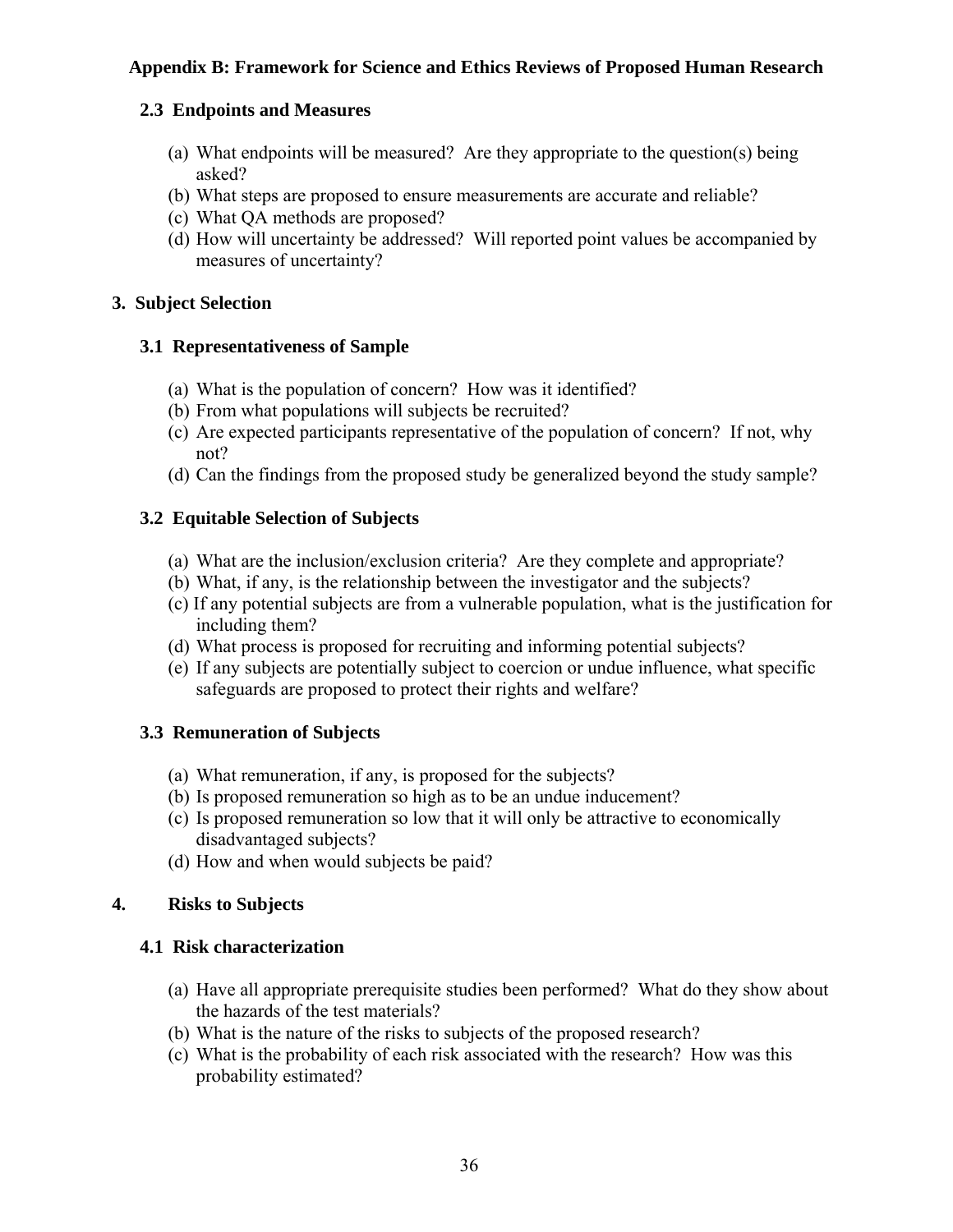## Appendix B: Framework for Science and Ethics Reviews of Proposed Human Research

### 2.3 Endpoints and Measures

(a) What endpoints will be measured? Are they appropriate to the question(s) being asked?
(b) What steps are proposed to ensure measurements are accurate and reliable?
(c) What QA methods are proposed?
(d) How will uncertainty be addressed? Will reported point values be accompanied by measures of uncertainty?

## 3. Subject Selection

### 3.1 Representativeness of Sample

(a) What is the population of concern? How was it identified?
(b) From what populations will subjects be recruited?
(c) Are expected participants representative of the population of concern? If not, why not?
(d) Can the findings from the proposed study be generalized beyond the study sample?

### 3.2 Equitable Selection of Subjects

(a) What are the inclusion/exclusion criteria? Are they complete and appropriate?
(b) What, if any, is the relationship between the investigator and the subjects?
(c) If any potential subjects are from a vulnerable population, what is the justification for including them?
(d) What process is proposed for recruiting and informing potential subjects?
(e) If any subjects are potentially subject to coercion or undue influence, what specific safeguards are proposed to protect their rights and welfare?

### 3.3 Remuneration of Subjects

(a) What remuneration, if any, is proposed for the subjects?
(b) Is proposed remuneration so high as to be an undue inducement?
(c) Is proposed remuneration so low that it will only be attractive to economically disadvantaged subjects?
(d) How and when would subjects be paid?

## 4. Risks to Subjects

### 4.1 Risk characterization

(a) Have all appropriate prerequisite studies been performed? What do they show about the hazards of the test materials?
(b) What is the nature of the risks to subjects of the proposed research?
(c) What is the probability of each risk associated with the research? How was this probability estimated?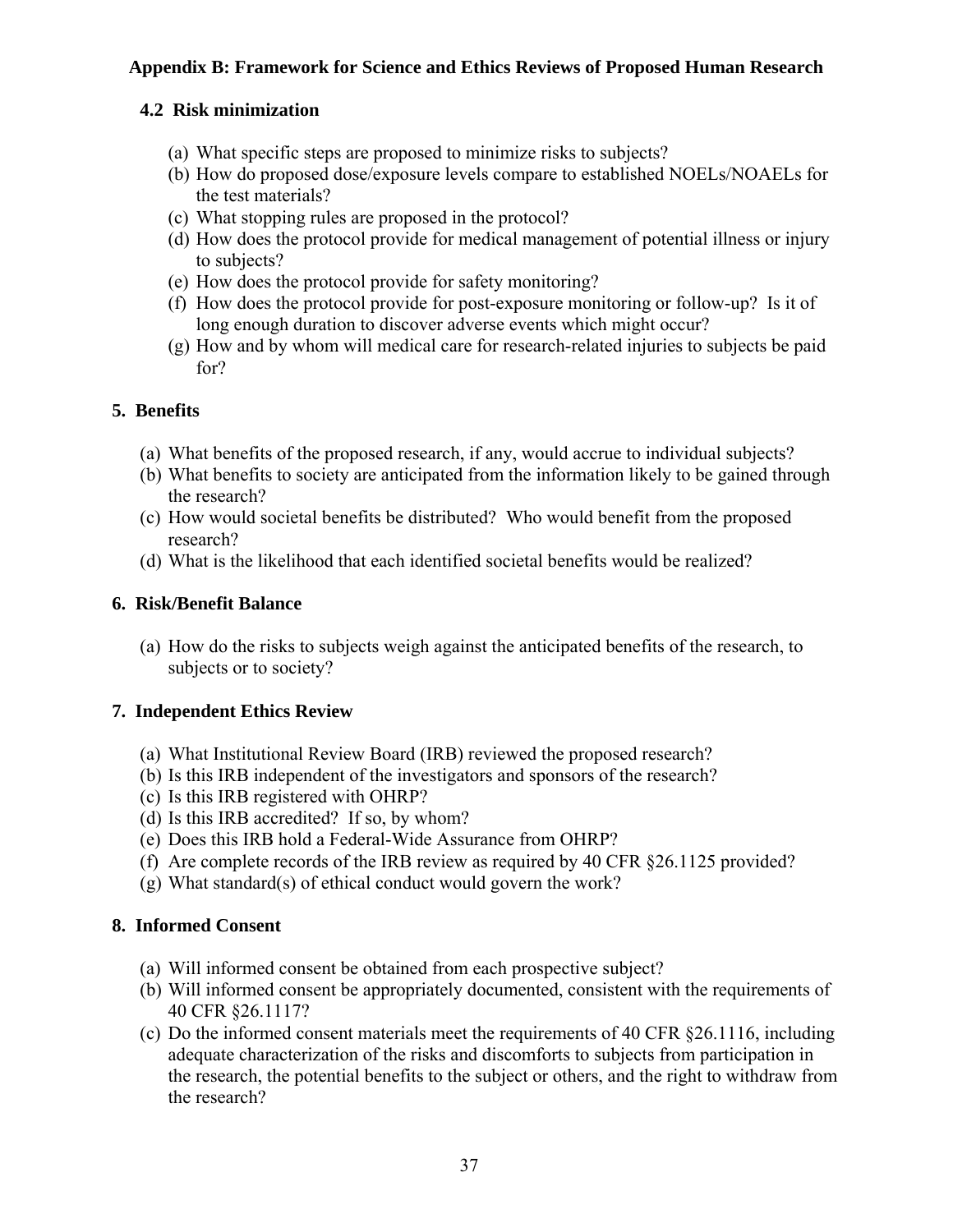## Appendix B: Framework for Science and Ethics Reviews of Proposed Human Research

### 4.2 Risk minimization

(a) What specific steps are proposed to minimize risks to subjects?
(b) How do proposed dose/exposure levels compare to established NOELs/NOAELs for the test materials?
(c) What stopping rules are proposed in the protocol?
(d) How does the protocol provide for medical management of potential illness or injury to subjects?
(e) How does the protocol provide for safety monitoring?
(f) How does the protocol provide for post-exposure monitoring or follow-up? Is it of long enough duration to discover adverse events which might occur?
(g) How and by whom will medical care for research-related injuries to subjects be paid for?

### 5. Benefits

(a) What benefits of the proposed research, if any, would accrue to individual subjects?
(b) What benefits to society are anticipated from the information likely to be gained through the research?
(c) How would societal benefits be distributed? Who would benefit from the proposed research?
(d) What is the likelihood that each identified societal benefits would be realized?

### 6. Risk/Benefit Balance

(a) How do the risks to subjects weigh against the anticipated benefits of the research, to subjects or to society?

### 7. Independent Ethics Review

(a) What Institutional Review Board (IRB) reviewed the proposed research?
(b) Is this IRB independent of the investigators and sponsors of the research?
(c) Is this IRB registered with OHRP?
(d) Is this IRB accredited? If so, by whom?
(e) Does this IRB hold a Federal-Wide Assurance from OHRP?
(f) Are complete records of the IRB review as required by 40 CFR §26.1125 provided?
(g) What standard(s) of ethical conduct would govern the work?

### 8. Informed Consent

(a) Will informed consent be obtained from each prospective subject?
(b) Will informed consent be appropriately documented, consistent with the requirements of 40 CFR §26.1117?
(c) Do the informed consent materials meet the requirements of 40 CFR §26.1116, including adequate characterization of the risks and discomforts to subjects from participation in the research, the potential benefits to the subject or others, and the right to withdraw from the research?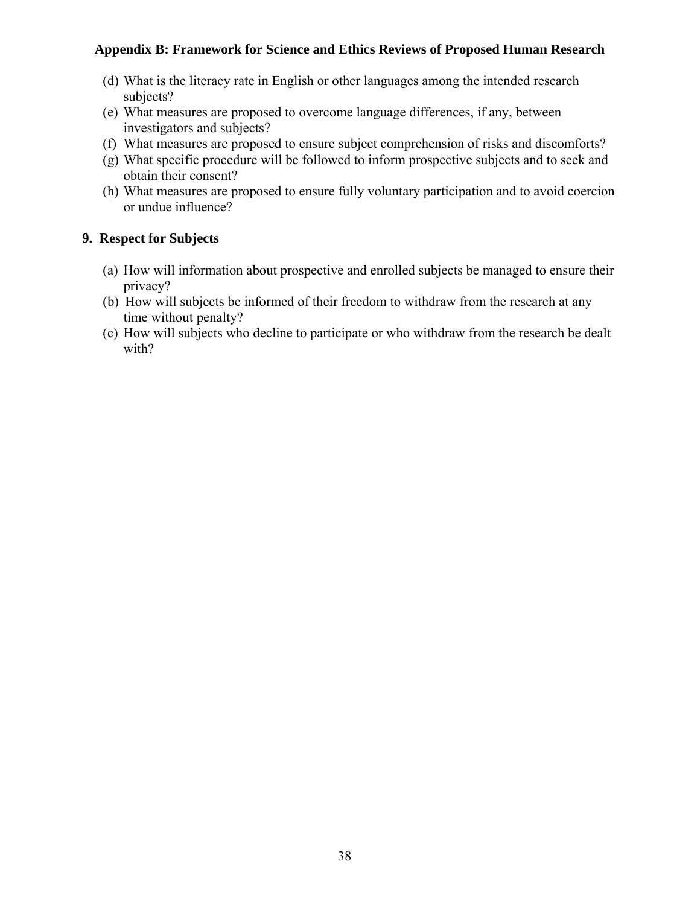(d) What is the literacy rate in English or other languages among the intended research subjects?
(e) What measures are proposed to overcome language differences, if any, between investigators and subjects?
(f) What measures are proposed to ensure subject comprehension of risks and discomforts?
(g) What specific procedure will be followed to inform prospective subjects and to seek and obtain their consent?
(h) What measures are proposed to ensure fully voluntary participation and to avoid coercion or undue influence?

## 9. Respect for Subjects

(a) How will information about prospective and enrolled subjects be managed to ensure their privacy?
(b) How will subjects be informed of their freedom to withdraw from the research at any time without penalty?
(c) How will subjects who decline to participate or who withdraw from the research be dealt with?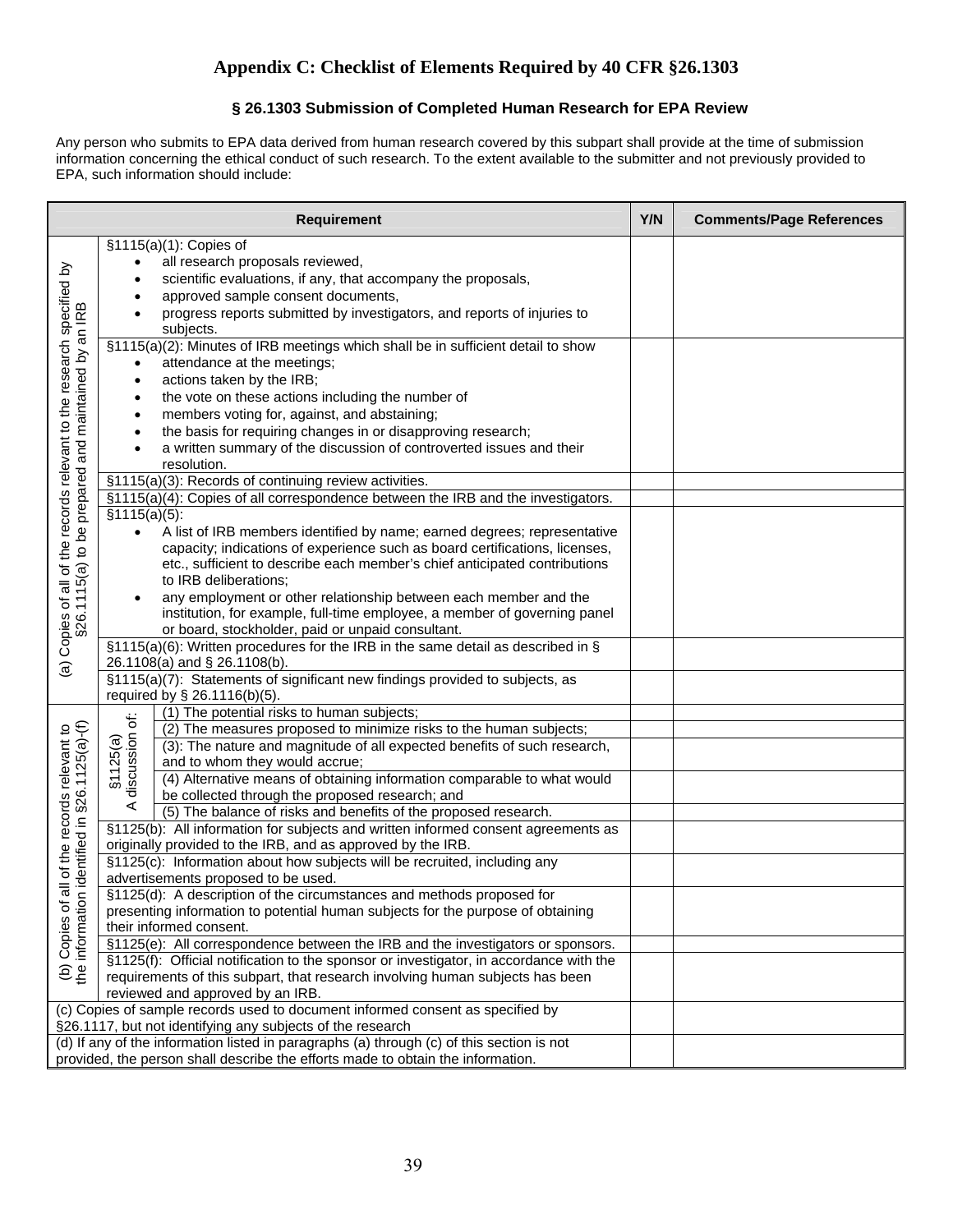# Appendix C: Checklist of Elements Required by 40 CFR §26.1303

## § 26.1303 Submission of Completed Human Research for EPA Review

Any person who submits to EPA data derived from human research covered by this subpart shall provide at the time of submission information concerning the ethical conduct of such research. To the extent available to the submitter and not previously provided to EPA, such information should include:

| Requirement | | | Y/N | Comments/Page References |
|---|---|---|---|---|
| (a) Copies of all of the records relevant to the research specified by §26.1115(a) to be prepared and maintained by an IRB | §1115(a)(1): Copies of <br>• all research proposals reviewed, <br>• scientific evaluations, if any, that accompany the proposals, <br>• approved sample consent documents, <br>• progress reports submitted by investigators, and reports of injuries to subjects. | | | |
| | §1115(a)(2): Minutes of IRB meetings which shall be in sufficient detail to show <br>• attendance at the meetings; <br>• actions taken by the IRB; <br>• the vote on these actions including the number of <br>• members voting for, against, and abstaining; <br>• the basis for requiring changes in or disapproving research; <br>• a written summary of the discussion of controverted issues and their resolution. | | | |
| | §1115(a)(3): Records of continuing review activities. | | | |
| | §1115(a)(4): Copies of all correspondence between the IRB and the investigators. | | | |
| | §1115(a)(5): <br>• A list of IRB members identified by name; earned degrees; representative capacity; indications of experience such as board certifications, licenses, etc., sufficient to describe each member's chief anticipated contributions to IRB deliberations; <br>• any employment or other relationship between each member and the institution, for example, full-time employee, a member of governing panel or board, stockholder, paid or unpaid consultant. | | | |
| | §1115(a)(6): Written procedures for the IRB in the same detail as described in § 26.1108(a) and § 26.1108(b). | | | |
| | §1115(a)(7): Statements of significant new findings provided to subjects, as required by § 26.1116(b)(5). | | | |
| (b) Copies of all of the records relevant to the information identified in §26.1125(a)-(f) | §1125(a) A discussion of: | (1) The potential risks to human subjects; | | |
| | | (2) The measures proposed to minimize risks to the human subjects; | | |
| | | (3): The nature and magnitude of all expected benefits of such research, and to whom they would accrue; | | |
| | | (4) Alternative means of obtaining information comparable to what would be collected through the proposed research; and | | |
| | | (5) The balance of risks and benefits of the proposed research. | | |
| | §1125(b): All information for subjects and written informed consent agreements as originally provided to the IRB, and as approved by the IRB. | | | |
| | §1125(c): Information about how subjects will be recruited, including any advertisements proposed to be used. | | | |
| | §1125(d): A description of the circumstances and methods proposed for presenting information to potential human subjects for the purpose of obtaining their informed consent. | | | |
| | §1125(e): All correspondence between the IRB and the investigators or sponsors. | | | |
| | §1125(f): Official notification to the sponsor or investigator, in accordance with the requirements of this subpart, that research involving human subjects has been reviewed and approved by an IRB. | | | |
| (c) Copies of sample records used to document informed consent as specified by §26.1117, but not identifying any subjects of the research | | | | |
| (d) If any of the information listed in paragraphs (a) through (c) of this section is not provided, the person shall describe the efforts made to obtain the information. | | | | |